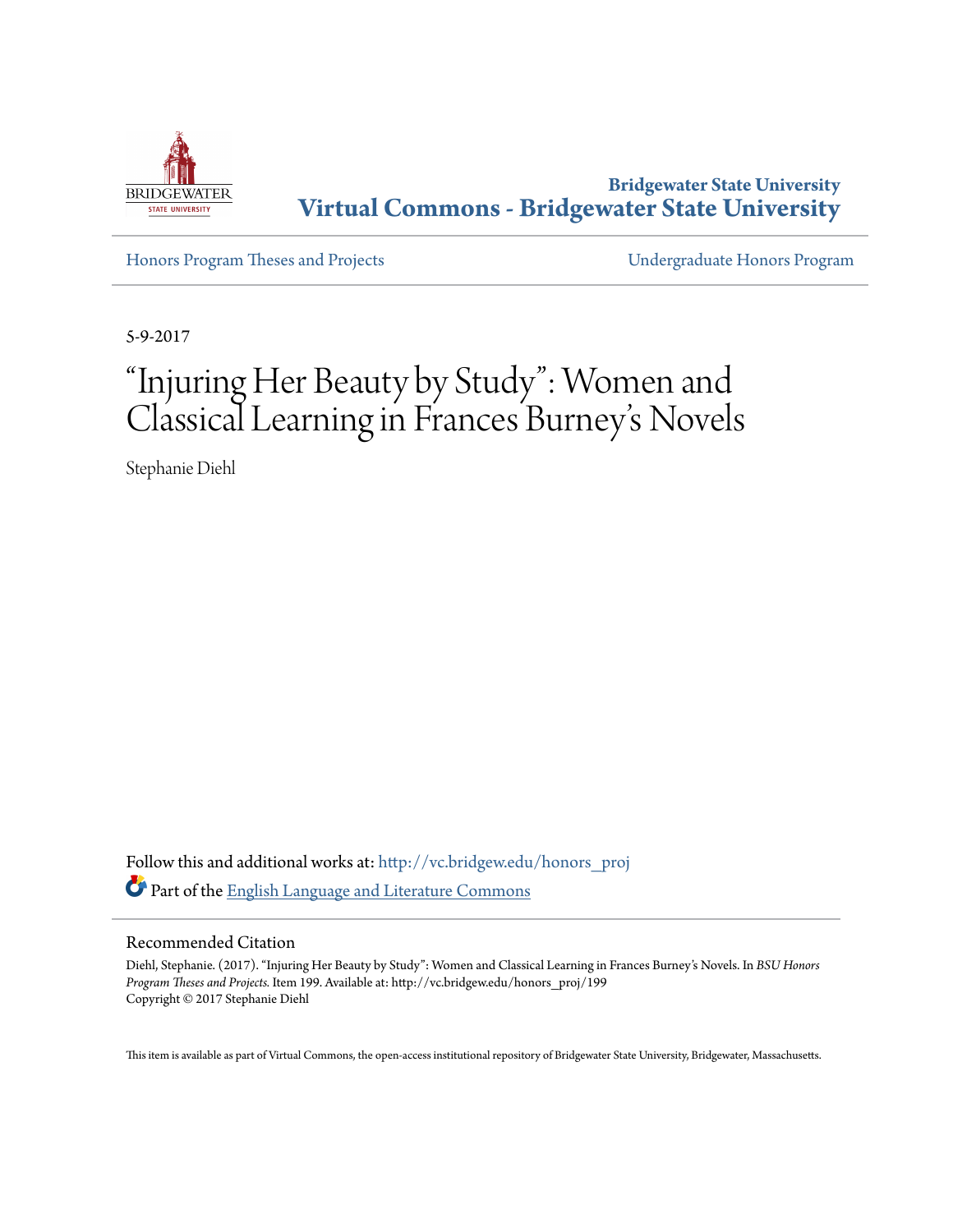Bridgewater State University

**Virtual Commons - Bridgewater State University**

Honors Program Theses and Projects

Undergraduate Honors Program

5-9-2017

# "Injuring Her Beauty by Study": Women and Classical Learning in Frances Burney's Novels

Stephanie Diehl

Follow this and additional works at: http://vc.bridgew.edu/honors_proj

Part of the English Language and Literature Commons

## Recommended Citation

Diehl, Stephanie. (2017). "Injuring Her Beauty by Study": Women and Classical Learning in Frances Burney's Novels. In *BSU Honors Program Theses and Projects.* Item 199. Available at: http://vc.bridgew.edu/honors_proj/199
Copyright © 2017 Stephanie Diehl

This item is available as part of Virtual Commons, the open-access institutional repository of Bridgewater State University, Bridgewater, Massachusetts.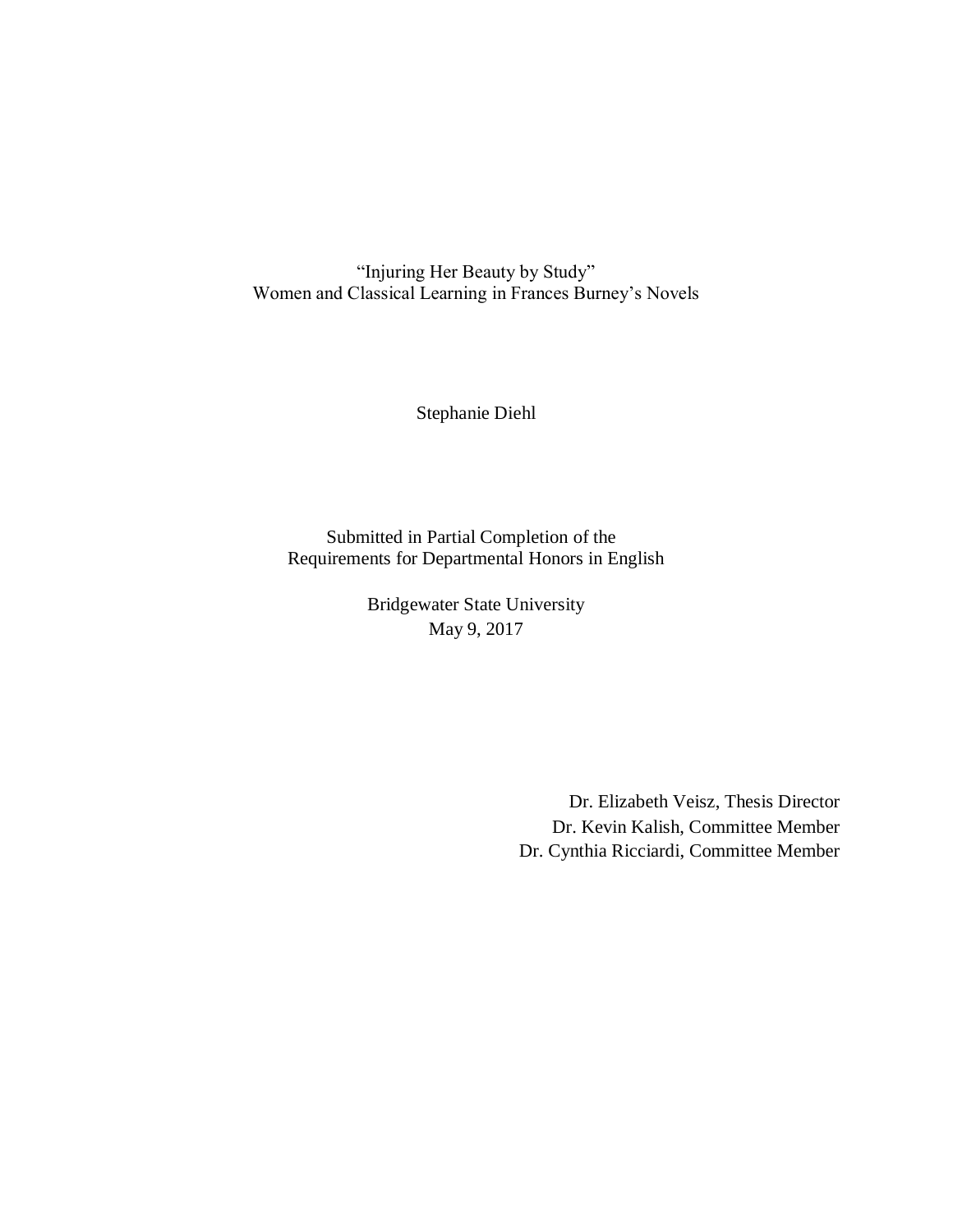# "Injuring Her Beauty by Study"
## Women and Classical Learning in Frances Burney's Novels

Stephanie Diehl

Submitted in Partial Completion of the
Requirements for Departmental Honors in English

Bridgewater State University
May 9, 2017

Dr. Elizabeth Veisz, Thesis Director
Dr. Kevin Kalish, Committee Member
Dr. Cynthia Ricciardi, Committee Member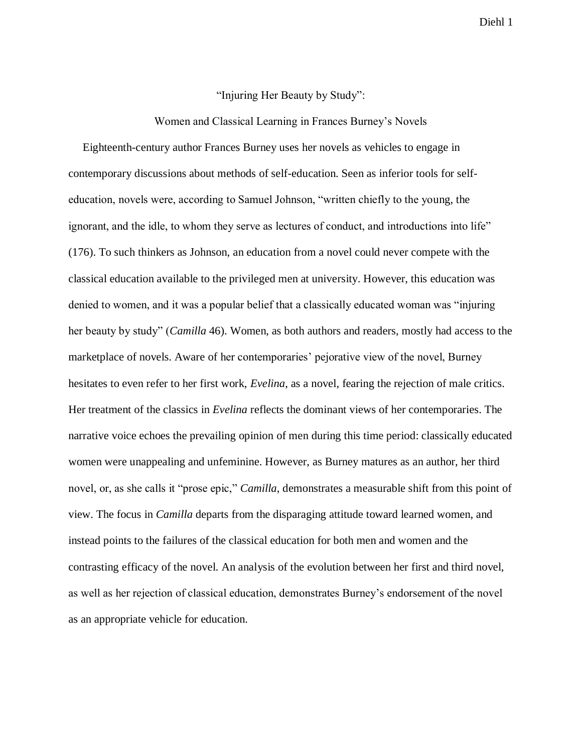# "Injuring Her Beauty by Study":

## Women and Classical Learning in Frances Burney's Novels

Eighteenth-century author Frances Burney uses her novels as vehicles to engage in contemporary discussions about methods of self-education. Seen as inferior tools for self-education, novels were, according to Samuel Johnson, "written chiefly to the young, the ignorant, and the idle, to whom they serve as lectures of conduct, and introductions into life" (176). To such thinkers as Johnson, an education from a novel could never compete with the classical education available to the privileged men at university. However, this education was denied to women, and it was a popular belief that a classically educated woman was "injuring her beauty by study" (*Camilla* 46). Women, as both authors and readers, mostly had access to the marketplace of novels. Aware of her contemporaries' pejorative view of the novel, Burney hesitates to even refer to her first work, *Evelina*, as a novel, fearing the rejection of male critics. Her treatment of the classics in *Evelina* reflects the dominant views of her contemporaries. The narrative voice echoes the prevailing opinion of men during this time period: classically educated women were unappealing and unfeminine. However, as Burney matures as an author, her third novel, or, as she calls it "prose epic," *Camilla*, demonstrates a measurable shift from this point of view. The focus in *Camilla* departs from the disparaging attitude toward learned women, and instead points to the failures of the classical education for both men and women and the contrasting efficacy of the novel. An analysis of the evolution between her first and third novel, as well as her rejection of classical education, demonstrates Burney's endorsement of the novel as an appropriate vehicle for education.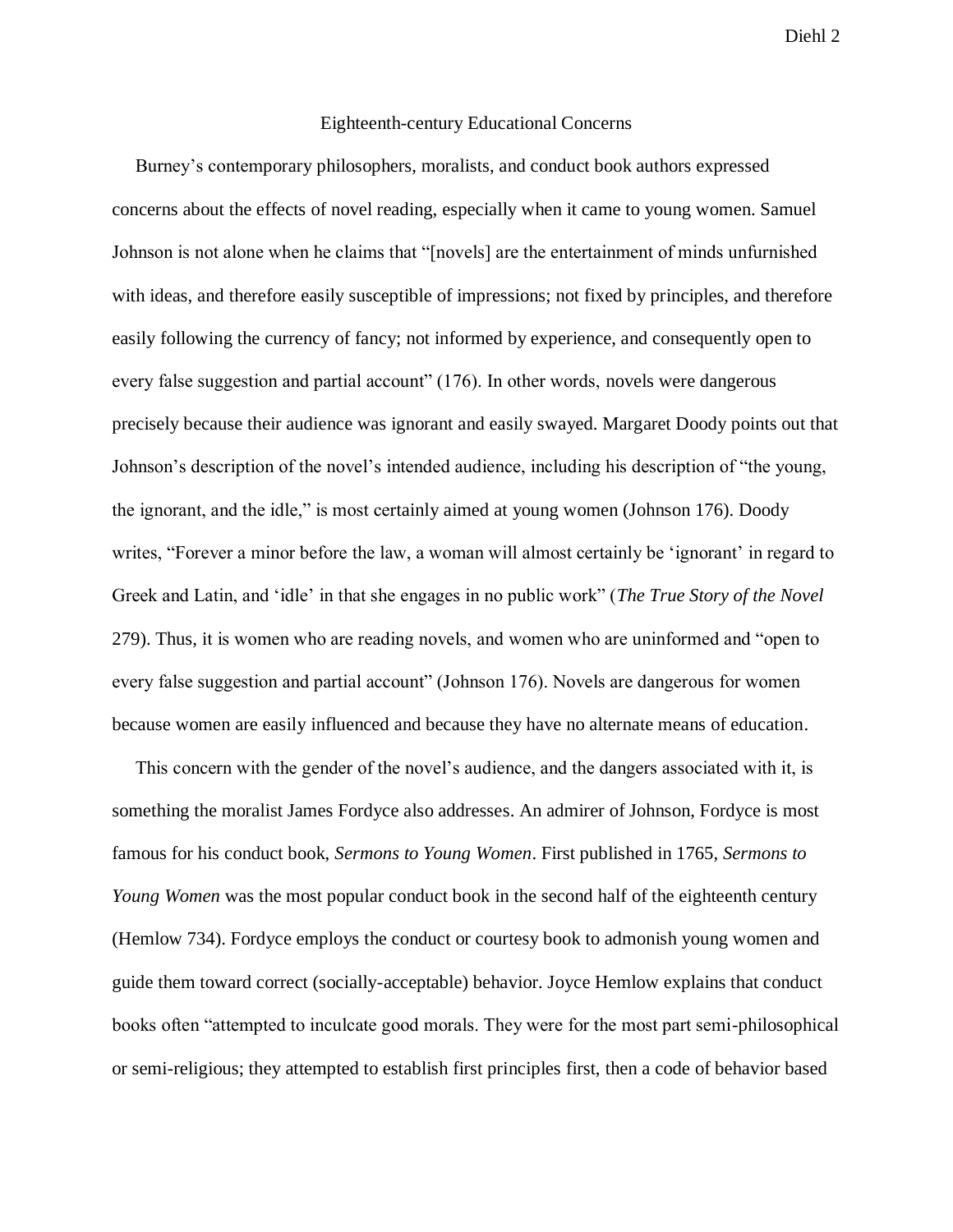## Eighteenth-century Educational Concerns

Burney's contemporary philosophers, moralists, and conduct book authors expressed concerns about the effects of novel reading, especially when it came to young women. Samuel Johnson is not alone when he claims that "[novels] are the entertainment of minds unfurnished with ideas, and therefore easily susceptible of impressions; not fixed by principles, and therefore easily following the currency of fancy; not informed by experience, and consequently open to every false suggestion and partial account" (176). In other words, novels were dangerous precisely because their audience was ignorant and easily swayed. Margaret Doody points out that Johnson's description of the novel's intended audience, including his description of "the young, the ignorant, and the idle," is most certainly aimed at young women (Johnson 176). Doody writes, "Forever a minor before the law, a woman will almost certainly be 'ignorant' in regard to Greek and Latin, and 'idle' in that she engages in no public work" (*The True Story of the Novel* 279). Thus, it is women who are reading novels, and women who are uninformed and "open to every false suggestion and partial account" (Johnson 176). Novels are dangerous for women because women are easily influenced and because they have no alternate means of education.

This concern with the gender of the novel's audience, and the dangers associated with it, is something the moralist James Fordyce also addresses. An admirer of Johnson, Fordyce is most famous for his conduct book, *Sermons to Young Women*. First published in 1765, *Sermons to Young Women* was the most popular conduct book in the second half of the eighteenth century (Hemlow 734). Fordyce employs the conduct or courtesy book to admonish young women and guide them toward correct (socially-acceptable) behavior. Joyce Hemlow explains that conduct books often "attempted to inculcate good morals. They were for the most part semi-philosophical or semi-religious; they attempted to establish first principles first, then a code of behavior based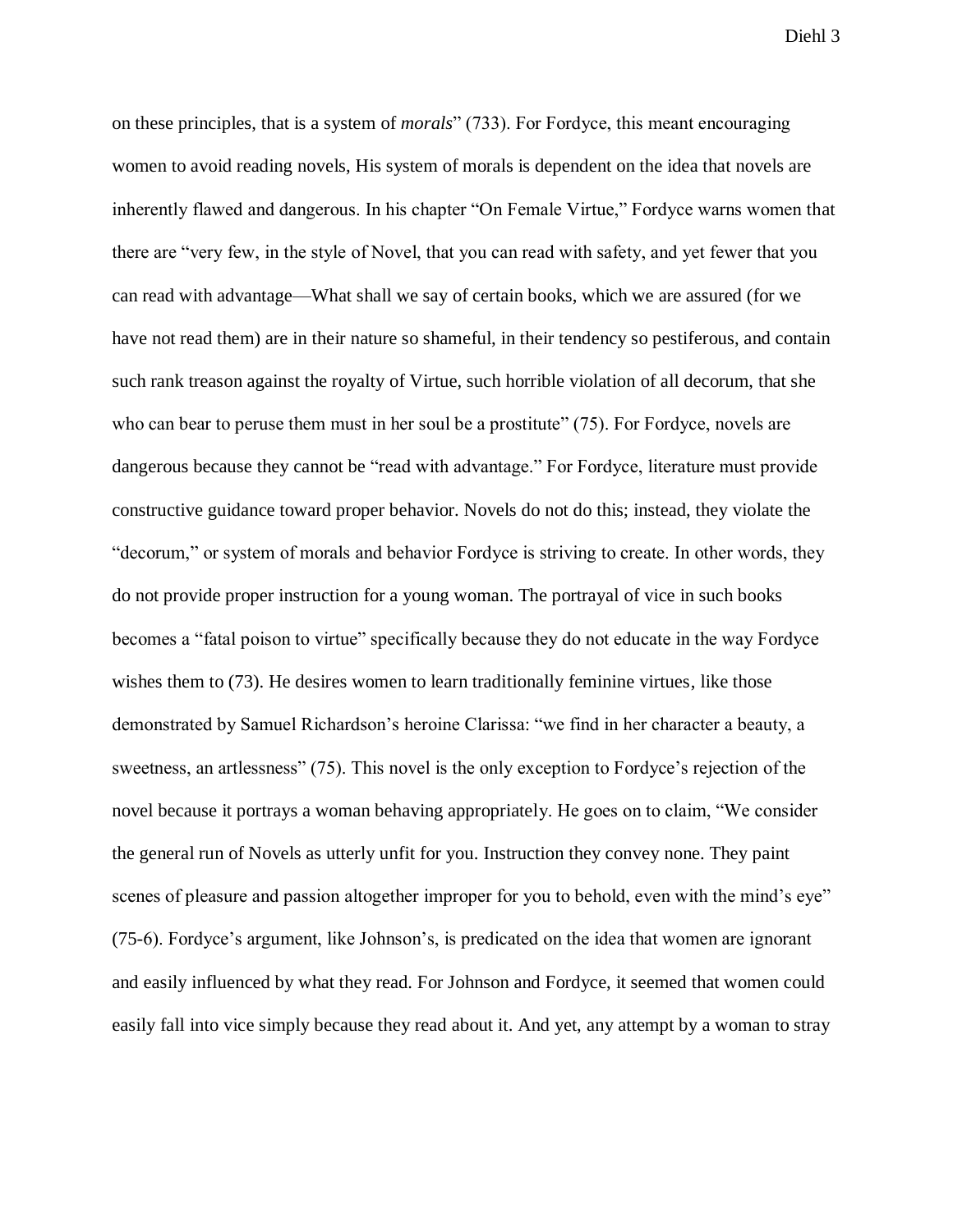on these principles, that is a system of *morals*" (733). For Fordyce, this meant encouraging women to avoid reading novels, His system of morals is dependent on the idea that novels are inherently flawed and dangerous. In his chapter "On Female Virtue," Fordyce warns women that there are "very few, in the style of Novel, that you can read with safety, and yet fewer that you can read with advantage—What shall we say of certain books, which we are assured (for we have not read them) are in their nature so shameful, in their tendency so pestiferous, and contain such rank treason against the royalty of Virtue, such horrible violation of all decorum, that she who can bear to peruse them must in her soul be a prostitute" (75). For Fordyce, novels are dangerous because they cannot be "read with advantage." For Fordyce, literature must provide constructive guidance toward proper behavior. Novels do not do this; instead, they violate the "decorum," or system of morals and behavior Fordyce is striving to create. In other words, they do not provide proper instruction for a young woman. The portrayal of vice in such books becomes a "fatal poison to virtue" specifically because they do not educate in the way Fordyce wishes them to (73). He desires women to learn traditionally feminine virtues, like those demonstrated by Samuel Richardson's heroine Clarissa: "we find in her character a beauty, a sweetness, an artlessness" (75). This novel is the only exception to Fordyce's rejection of the novel because it portrays a woman behaving appropriately. He goes on to claim, "We consider the general run of Novels as utterly unfit for you. Instruction they convey none. They paint scenes of pleasure and passion altogether improper for you to behold, even with the mind's eye" (75-6). Fordyce's argument, like Johnson's, is predicated on the idea that women are ignorant and easily influenced by what they read. For Johnson and Fordyce, it seemed that women could easily fall into vice simply because they read about it. And yet, any attempt by a woman to stray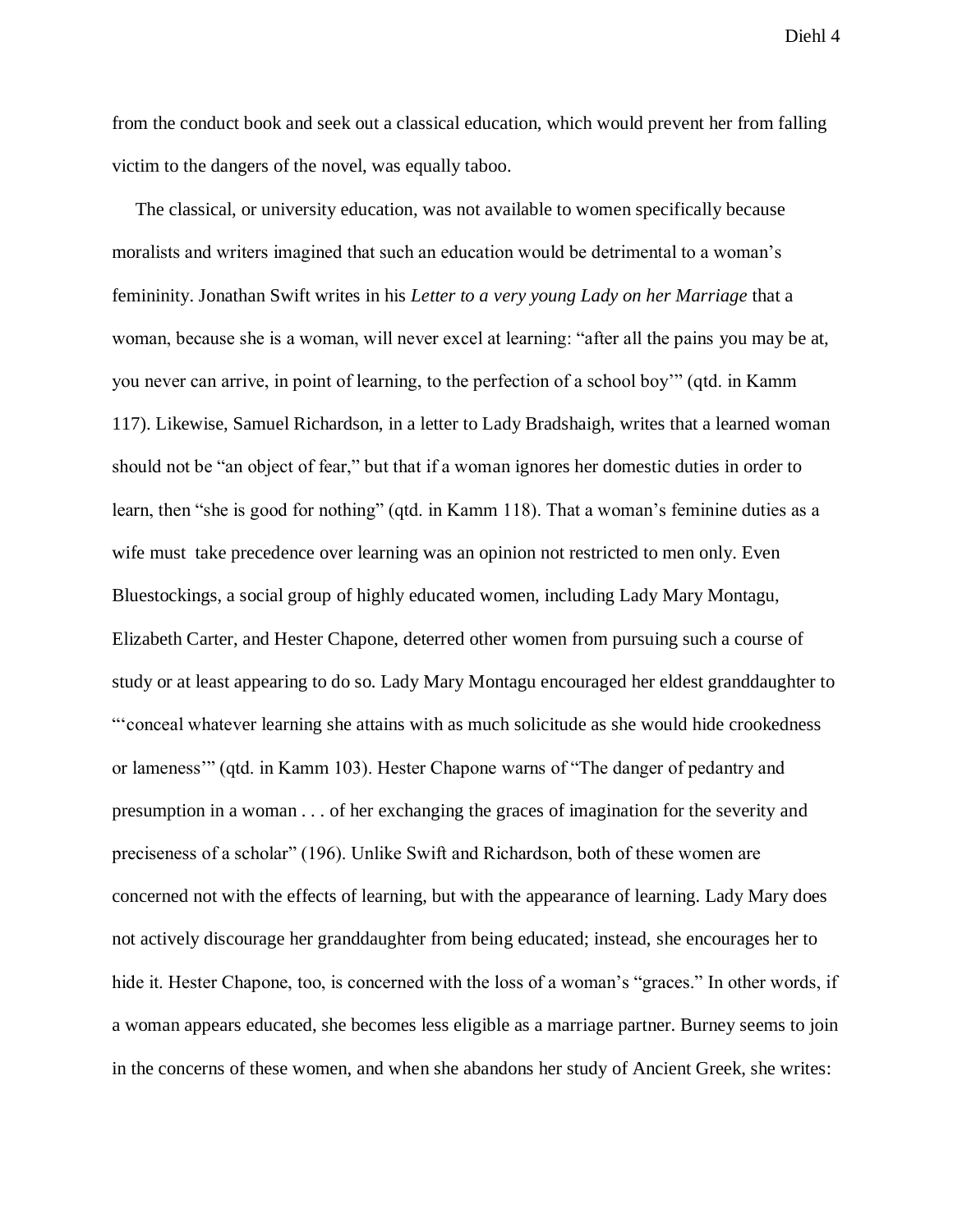from the conduct book and seek out a classical education, which would prevent her from falling victim to the dangers of the novel, was equally taboo.

The classical, or university education, was not available to women specifically because moralists and writers imagined that such an education would be detrimental to a woman's femininity. Jonathan Swift writes in his *Letter to a very young Lady on her Marriage* that a woman, because she is a woman, will never excel at learning: "after all the pains you may be at, you never can arrive, in point of learning, to the perfection of a school boy'" (qtd. in Kamm 117). Likewise, Samuel Richardson, in a letter to Lady Bradshaigh, writes that a learned woman should not be "an object of fear," but that if a woman ignores her domestic duties in order to learn, then "she is good for nothing" (qtd. in Kamm 118). That a woman's feminine duties as a wife must take precedence over learning was an opinion not restricted to men only. Even Bluestockings, a social group of highly educated women, including Lady Mary Montagu, Elizabeth Carter, and Hester Chapone, deterred other women from pursuing such a course of study or at least appearing to do so. Lady Mary Montagu encouraged her eldest granddaughter to "'conceal whatever learning she attains with as much solicitude as she would hide crookedness or lameness'" (qtd. in Kamm 103). Hester Chapone warns of "The danger of pedantry and presumption in a woman . . . of her exchanging the graces of imagination for the severity and preciseness of a scholar" (196). Unlike Swift and Richardson, both of these women are concerned not with the effects of learning, but with the appearance of learning. Lady Mary does not actively discourage her granddaughter from being educated; instead, she encourages her to hide it. Hester Chapone, too, is concerned with the loss of a woman's "graces." In other words, if a woman appears educated, she becomes less eligible as a marriage partner. Burney seems to join in the concerns of these women, and when she abandons her study of Ancient Greek, she writes: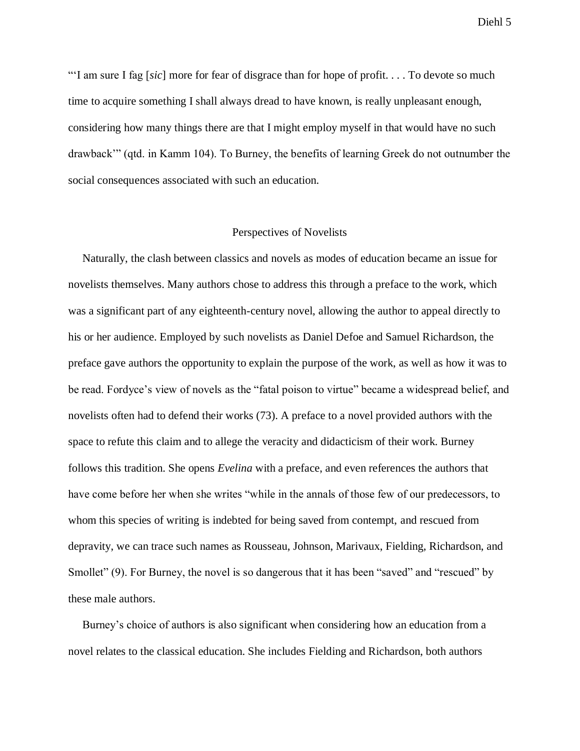"'I am sure I fag [*sic*] more for fear of disgrace than for hope of profit. . . . To devote so much time to acquire something I shall always dread to have known, is really unpleasant enough, considering how many things there are that I might employ myself in that would have no such drawback'" (qtd. in Kamm 104). To Burney, the benefits of learning Greek do not outnumber the social consequences associated with such an education.

## Perspectives of Novelists

Naturally, the clash between classics and novels as modes of education became an issue for novelists themselves. Many authors chose to address this through a preface to the work, which was a significant part of any eighteenth-century novel, allowing the author to appeal directly to his or her audience. Employed by such novelists as Daniel Defoe and Samuel Richardson, the preface gave authors the opportunity to explain the purpose of the work, as well as how it was to be read. Fordyce's view of novels as the "fatal poison to virtue" became a widespread belief, and novelists often had to defend their works (73). A preface to a novel provided authors with the space to refute this claim and to allege the veracity and didacticism of their work. Burney follows this tradition. She opens *Evelina* with a preface, and even references the authors that have come before her when she writes "while in the annals of those few of our predecessors, to whom this species of writing is indebted for being saved from contempt, and rescued from depravity, we can trace such names as Rousseau, Johnson, Marivaux, Fielding, Richardson, and Smollet" (9). For Burney, the novel is so dangerous that it has been "saved" and "rescued" by these male authors.

Burney's choice of authors is also significant when considering how an education from a novel relates to the classical education. She includes Fielding and Richardson, both authors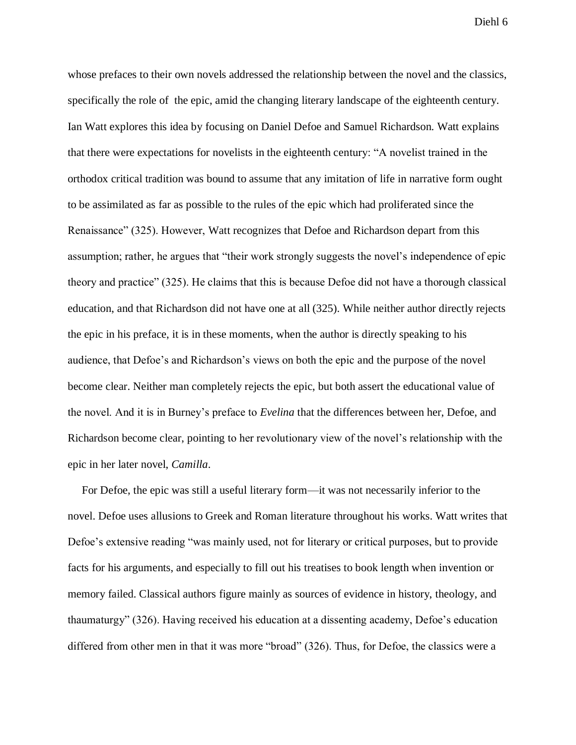whose prefaces to their own novels addressed the relationship between the novel and the classics, specifically the role of the epic, amid the changing literary landscape of the eighteenth century. Ian Watt explores this idea by focusing on Daniel Defoe and Samuel Richardson. Watt explains that there were expectations for novelists in the eighteenth century: "A novelist trained in the orthodox critical tradition was bound to assume that any imitation of life in narrative form ought to be assimilated as far as possible to the rules of the epic which had proliferated since the Renaissance" (325). However, Watt recognizes that Defoe and Richardson depart from this assumption; rather, he argues that "their work strongly suggests the novel's independence of epic theory and practice" (325). He claims that this is because Defoe did not have a thorough classical education, and that Richardson did not have one at all (325). While neither author directly rejects the epic in his preface, it is in these moments, when the author is directly speaking to his audience, that Defoe's and Richardson's views on both the epic and the purpose of the novel become clear. Neither man completely rejects the epic, but both assert the educational value of the novel. And it is in Burney's preface to *Evelina* that the differences between her, Defoe, and Richardson become clear, pointing to her revolutionary view of the novel's relationship with the epic in her later novel, *Camilla*.

For Defoe, the epic was still a useful literary form—it was not necessarily inferior to the novel. Defoe uses allusions to Greek and Roman literature throughout his works. Watt writes that Defoe's extensive reading "was mainly used, not for literary or critical purposes, but to provide facts for his arguments, and especially to fill out his treatises to book length when invention or memory failed. Classical authors figure mainly as sources of evidence in history, theology, and thaumaturgy" (326). Having received his education at a dissenting academy, Defoe's education differed from other men in that it was more "broad" (326). Thus, for Defoe, the classics were a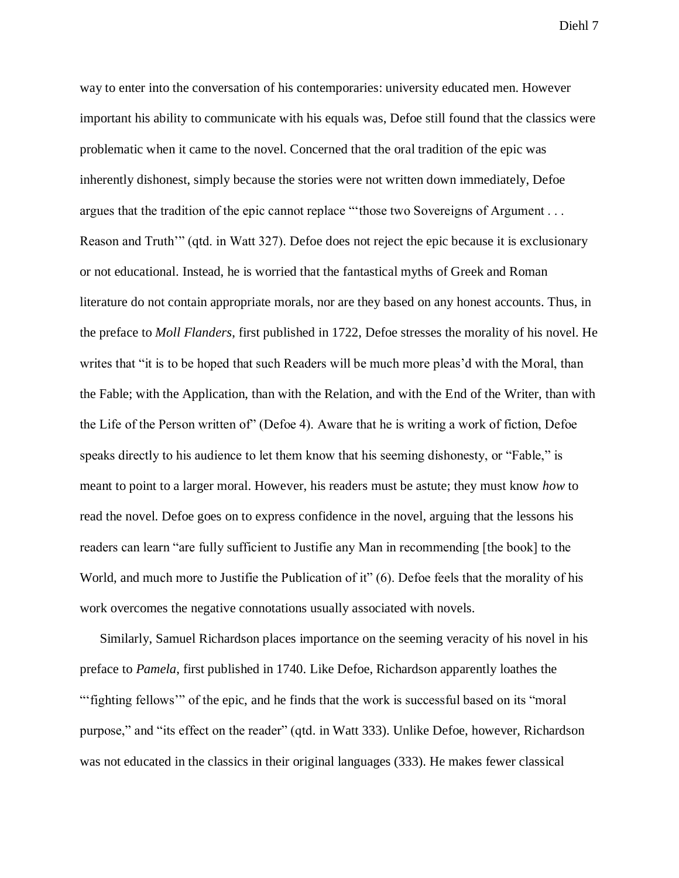way to enter into the conversation of his contemporaries: university educated men. However important his ability to communicate with his equals was, Defoe still found that the classics were problematic when it came to the novel. Concerned that the oral tradition of the epic was inherently dishonest, simply because the stories were not written down immediately, Defoe argues that the tradition of the epic cannot replace "'those two Sovereigns of Argument . . . Reason and Truth'" (qtd. in Watt 327). Defoe does not reject the epic because it is exclusionary or not educational. Instead, he is worried that the fantastical myths of Greek and Roman literature do not contain appropriate morals, nor are they based on any honest accounts. Thus, in the preface to *Moll Flanders*, first published in 1722, Defoe stresses the morality of his novel. He writes that "it is to be hoped that such Readers will be much more pleas'd with the Moral, than the Fable; with the Application, than with the Relation, and with the End of the Writer, than with the Life of the Person written of" (Defoe 4). Aware that he is writing a work of fiction, Defoe speaks directly to his audience to let them know that his seeming dishonesty, or "Fable," is meant to point to a larger moral. However, his readers must be astute; they must know *how* to read the novel. Defoe goes on to express confidence in the novel, arguing that the lessons his readers can learn "are fully sufficient to Justifie any Man in recommending [the book] to the World, and much more to Justifie the Publication of it" (6). Defoe feels that the morality of his work overcomes the negative connotations usually associated with novels.

Similarly, Samuel Richardson places importance on the seeming veracity of his novel in his preface to *Pamela*, first published in 1740. Like Defoe, Richardson apparently loathes the "'fighting fellows'" of the epic, and he finds that the work is successful based on its "moral purpose," and "its effect on the reader" (qtd. in Watt 333). Unlike Defoe, however, Richardson was not educated in the classics in their original languages (333). He makes fewer classical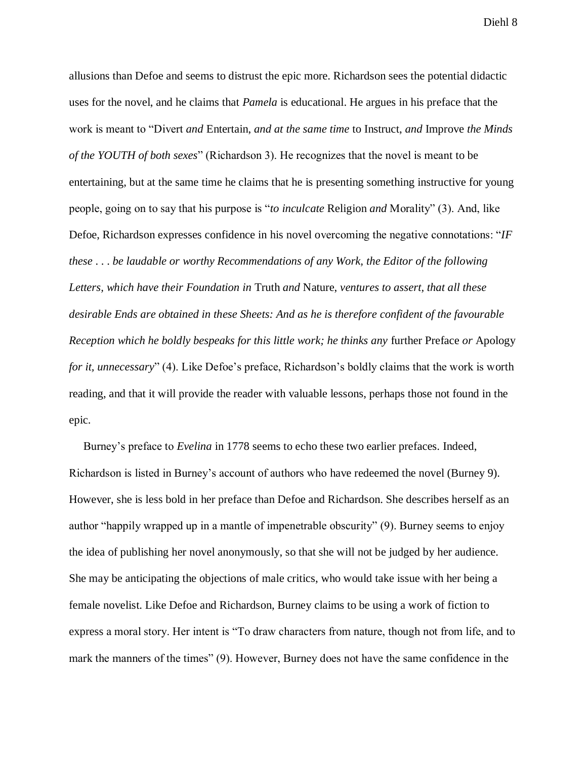allusions than Defoe and seems to distrust the epic more. Richardson sees the potential didactic uses for the novel, and he claims that *Pamela* is educational. He argues in his preface that the work is meant to "Divert *and* Entertain, *and at the same time* to Instruct, *and* Improve *the Minds of the YOUTH of both sexes*" (Richardson 3). He recognizes that the novel is meant to be entertaining, but at the same time he claims that he is presenting something instructive for young people, going on to say that his purpose is "*to inculcate* Religion *and* Morality" (3). And, like Defoe, Richardson expresses confidence in his novel overcoming the negative connotations: "*IF these . . . be laudable or worthy Recommendations of any Work, the Editor of the following Letters, which have their Foundation in* Truth *and* Nature, *ventures to assert, that all these desirable Ends are obtained in these Sheets: And as he is therefore confident of the favourable Reception which he boldly bespeaks for this little work; he thinks any* further Preface *or* Apology *for it, unnecessary*" (4). Like Defoe's preface, Richardson's boldly claims that the work is worth reading, and that it will provide the reader with valuable lessons, perhaps those not found in the epic.

Burney's preface to *Evelina* in 1778 seems to echo these two earlier prefaces. Indeed, Richardson is listed in Burney's account of authors who have redeemed the novel (Burney 9). However, she is less bold in her preface than Defoe and Richardson. She describes herself as an author "happily wrapped up in a mantle of impenetrable obscurity" (9). Burney seems to enjoy the idea of publishing her novel anonymously, so that she will not be judged by her audience. She may be anticipating the objections of male critics, who would take issue with her being a female novelist. Like Defoe and Richardson, Burney claims to be using a work of fiction to express a moral story. Her intent is "To draw characters from nature, though not from life, and to mark the manners of the times" (9). However, Burney does not have the same confidence in the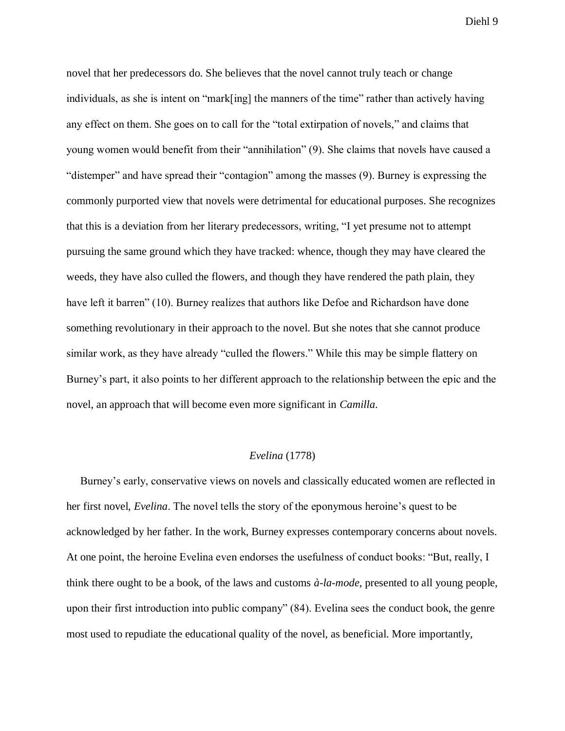novel that her predecessors do. She believes that the novel cannot truly teach or change individuals, as she is intent on "mark[ing] the manners of the time" rather than actively having any effect on them. She goes on to call for the "total extirpation of novels," and claims that young women would benefit from their "annihilation" (9). She claims that novels have caused a "distemper" and have spread their "contagion" among the masses (9). Burney is expressing the commonly purported view that novels were detrimental for educational purposes. She recognizes that this is a deviation from her literary predecessors, writing, "I yet presume not to attempt pursuing the same ground which they have tracked: whence, though they may have cleared the weeds, they have also culled the flowers, and though they have rendered the path plain, they have left it barren" (10). Burney realizes that authors like Defoe and Richardson have done something revolutionary in their approach to the novel. But she notes that she cannot produce similar work, as they have already "culled the flowers." While this may be simple flattery on Burney's part, it also points to her different approach to the relationship between the epic and the novel, an approach that will become even more significant in *Camilla*.

## *Evelina* (1778)

Burney's early, conservative views on novels and classically educated women are reflected in her first novel, *Evelina*. The novel tells the story of the eponymous heroine's quest to be acknowledged by her father. In the work, Burney expresses contemporary concerns about novels. At one point, the heroine Evelina even endorses the usefulness of conduct books: "But, really, I think there ought to be a book, of the laws and customs *à-la-mode*, presented to all young people, upon their first introduction into public company" (84). Evelina sees the conduct book, the genre most used to repudiate the educational quality of the novel, as beneficial. More importantly,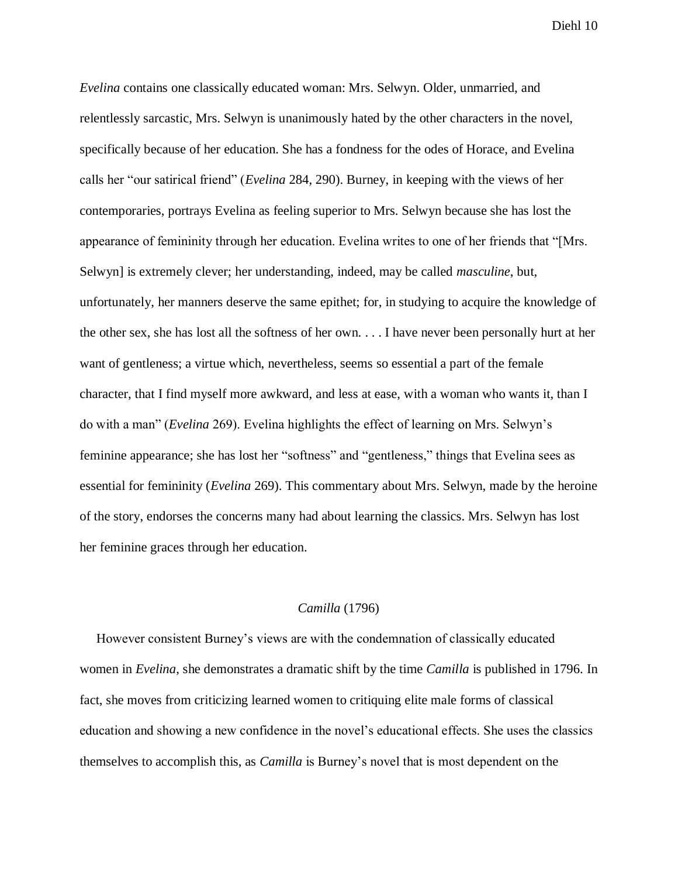*Evelina* contains one classically educated woman: Mrs. Selwyn. Older, unmarried, and relentlessly sarcastic, Mrs. Selwyn is unanimously hated by the other characters in the novel, specifically because of her education. She has a fondness for the odes of Horace, and Evelina calls her "our satirical friend" (*Evelina* 284, 290). Burney, in keeping with the views of her contemporaries, portrays Evelina as feeling superior to Mrs. Selwyn because she has lost the appearance of femininity through her education. Evelina writes to one of her friends that "[Mrs. Selwyn] is extremely clever; her understanding, indeed, may be called *masculine*, but, unfortunately, her manners deserve the same epithet; for, in studying to acquire the knowledge of the other sex, she has lost all the softness of her own. . . . I have never been personally hurt at her want of gentleness; a virtue which, nevertheless, seems so essential a part of the female character, that I find myself more awkward, and less at ease, with a woman who wants it, than I do with a man" (*Evelina* 269). Evelina highlights the effect of learning on Mrs. Selwyn's feminine appearance; she has lost her "softness" and "gentleness," things that Evelina sees as essential for femininity (*Evelina* 269). This commentary about Mrs. Selwyn, made by the heroine of the story, endorses the concerns many had about learning the classics. Mrs. Selwyn has lost her feminine graces through her education.

## *Camilla* (1796)

However consistent Burney's views are with the condemnation of classically educated women in *Evelina*, she demonstrates a dramatic shift by the time *Camilla* is published in 1796. In fact, she moves from criticizing learned women to critiquing elite male forms of classical education and showing a new confidence in the novel's educational effects. She uses the classics themselves to accomplish this, as *Camilla* is Burney's novel that is most dependent on the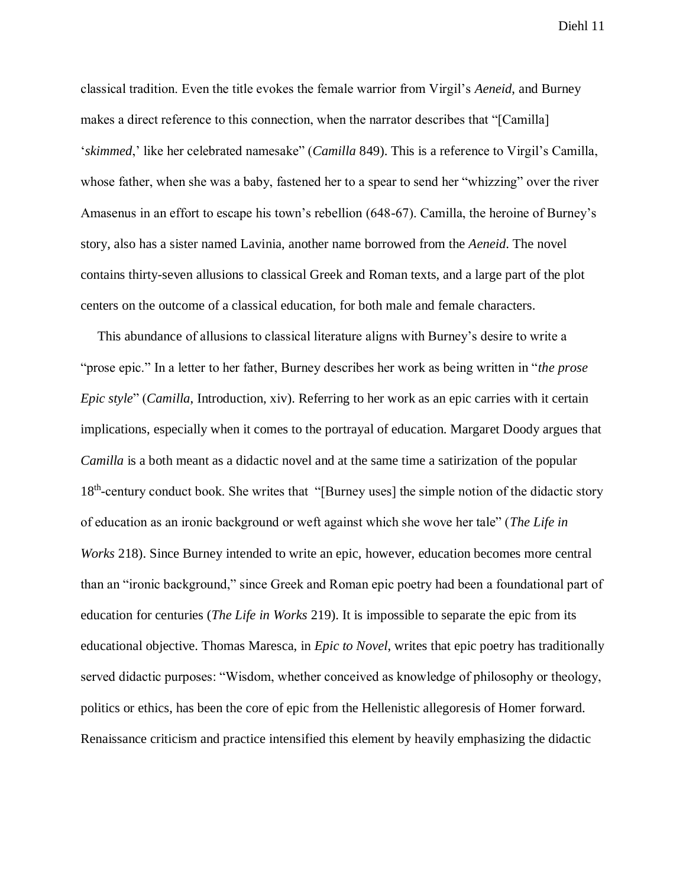classical tradition. Even the title evokes the female warrior from Virgil's *Aeneid*, and Burney makes a direct reference to this connection, when the narrator describes that "[Camilla] '*skimmed*,' like her celebrated namesake" (*Camilla* 849). This is a reference to Virgil's Camilla, whose father, when she was a baby, fastened her to a spear to send her "whizzing" over the river Amasenus in an effort to escape his town's rebellion (648-67). Camilla, the heroine of Burney's story, also has a sister named Lavinia, another name borrowed from the *Aeneid*. The novel contains thirty-seven allusions to classical Greek and Roman texts, and a large part of the plot centers on the outcome of a classical education, for both male and female characters.

This abundance of allusions to classical literature aligns with Burney's desire to write a "prose epic." In a letter to her father, Burney describes her work as being written in "*the prose Epic style*" (*Camilla*, Introduction, xiv). Referring to her work as an epic carries with it certain implications, especially when it comes to the portrayal of education. Margaret Doody argues that *Camilla* is a both meant as a didactic novel and at the same time a satirization of the popular 18th-century conduct book. She writes that "[Burney uses] the simple notion of the didactic story of education as an ironic background or weft against which she wove her tale" (*The Life in Works* 218). Since Burney intended to write an epic, however, education becomes more central than an "ironic background," since Greek and Roman epic poetry had been a foundational part of education for centuries (*The Life in Works* 219). It is impossible to separate the epic from its educational objective. Thomas Maresca, in *Epic to Novel*, writes that epic poetry has traditionally served didactic purposes: "Wisdom, whether conceived as knowledge of philosophy or theology, politics or ethics, has been the core of epic from the Hellenistic allegoresis of Homer forward. Renaissance criticism and practice intensified this element by heavily emphasizing the didactic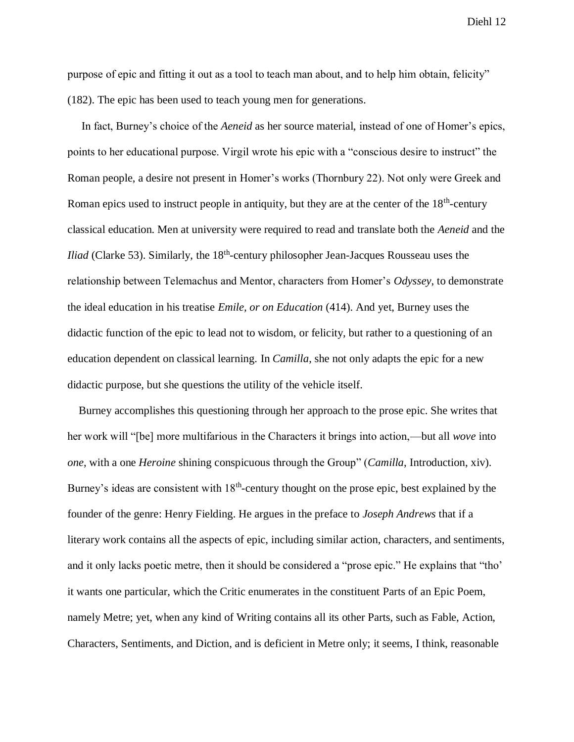purpose of epic and fitting it out as a tool to teach man about, and to help him obtain, felicity" (182). The epic has been used to teach young men for generations.

In fact, Burney's choice of the *Aeneid* as her source material, instead of one of Homer's epics, points to her educational purpose. Virgil wrote his epic with a "conscious desire to instruct" the Roman people, a desire not present in Homer's works (Thornbury 22). Not only were Greek and Roman epics used to instruct people in antiquity, but they are at the center of the 18th-century classical education. Men at university were required to read and translate both the *Aeneid* and the *Iliad* (Clarke 53). Similarly, the 18th-century philosopher Jean-Jacques Rousseau uses the relationship between Telemachus and Mentor, characters from Homer's *Odyssey*, to demonstrate the ideal education in his treatise *Emile, or on Education* (414). And yet, Burney uses the didactic function of the epic to lead not to wisdom, or felicity, but rather to a questioning of an education dependent on classical learning. In *Camilla*, she not only adapts the epic for a new didactic purpose, but she questions the utility of the vehicle itself.

Burney accomplishes this questioning through her approach to the prose epic. She writes that her work will "[be] more multifarious in the Characters it brings into action,—but all *wove* into *one*, with a one *Heroine* shining conspicuous through the Group" (*Camilla*, Introduction, xiv). Burney's ideas are consistent with 18th-century thought on the prose epic, best explained by the founder of the genre: Henry Fielding. He argues in the preface to *Joseph Andrews* that if a literary work contains all the aspects of epic, including similar action, characters, and sentiments, and it only lacks poetic metre, then it should be considered a "prose epic." He explains that "tho' it wants one particular, which the Critic enumerates in the constituent Parts of an Epic Poem, namely Metre; yet, when any kind of Writing contains all its other Parts, such as Fable, Action, Characters, Sentiments, and Diction, and is deficient in Metre only; it seems, I think, reasonable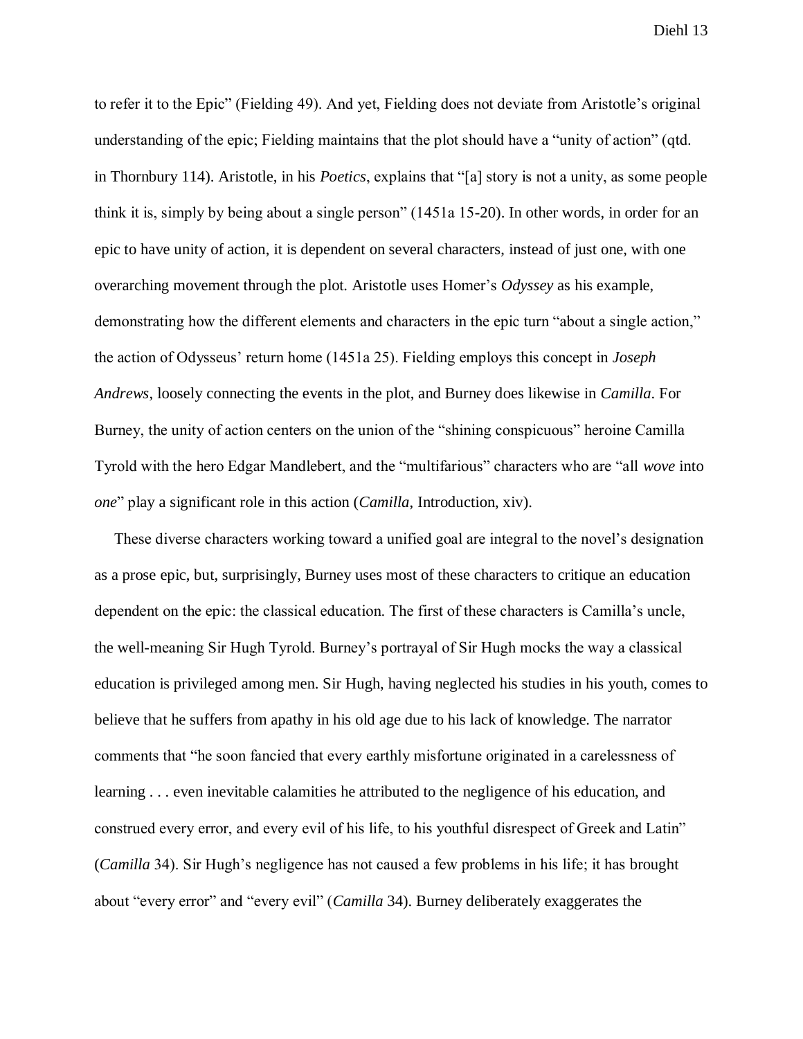to refer it to the Epic" (Fielding 49). And yet, Fielding does not deviate from Aristotle's original understanding of the epic; Fielding maintains that the plot should have a "unity of action" (qtd. in Thornbury 114). Aristotle, in his *Poetics*, explains that "[a] story is not a unity, as some people think it is, simply by being about a single person" (1451a 15-20). In other words, in order for an epic to have unity of action, it is dependent on several characters, instead of just one, with one overarching movement through the plot. Aristotle uses Homer's *Odyssey* as his example, demonstrating how the different elements and characters in the epic turn "about a single action," the action of Odysseus' return home (1451a 25). Fielding employs this concept in *Joseph Andrews*, loosely connecting the events in the plot, and Burney does likewise in *Camilla*. For Burney, the unity of action centers on the union of the "shining conspicuous" heroine Camilla Tyrold with the hero Edgar Mandlebert, and the "multifarious" characters who are "all *wove* into *one*" play a significant role in this action (*Camilla*, Introduction, xiv).

These diverse characters working toward a unified goal are integral to the novel's designation as a prose epic, but, surprisingly, Burney uses most of these characters to critique an education dependent on the epic: the classical education. The first of these characters is Camilla's uncle, the well-meaning Sir Hugh Tyrold. Burney's portrayal of Sir Hugh mocks the way a classical education is privileged among men. Sir Hugh, having neglected his studies in his youth, comes to believe that he suffers from apathy in his old age due to his lack of knowledge. The narrator comments that "he soon fancied that every earthly misfortune originated in a carelessness of learning . . . even inevitable calamities he attributed to the negligence of his education, and construed every error, and every evil of his life, to his youthful disrespect of Greek and Latin" (*Camilla* 34). Sir Hugh's negligence has not caused a few problems in his life; it has brought about "every error" and "every evil" (*Camilla* 34). Burney deliberately exaggerates the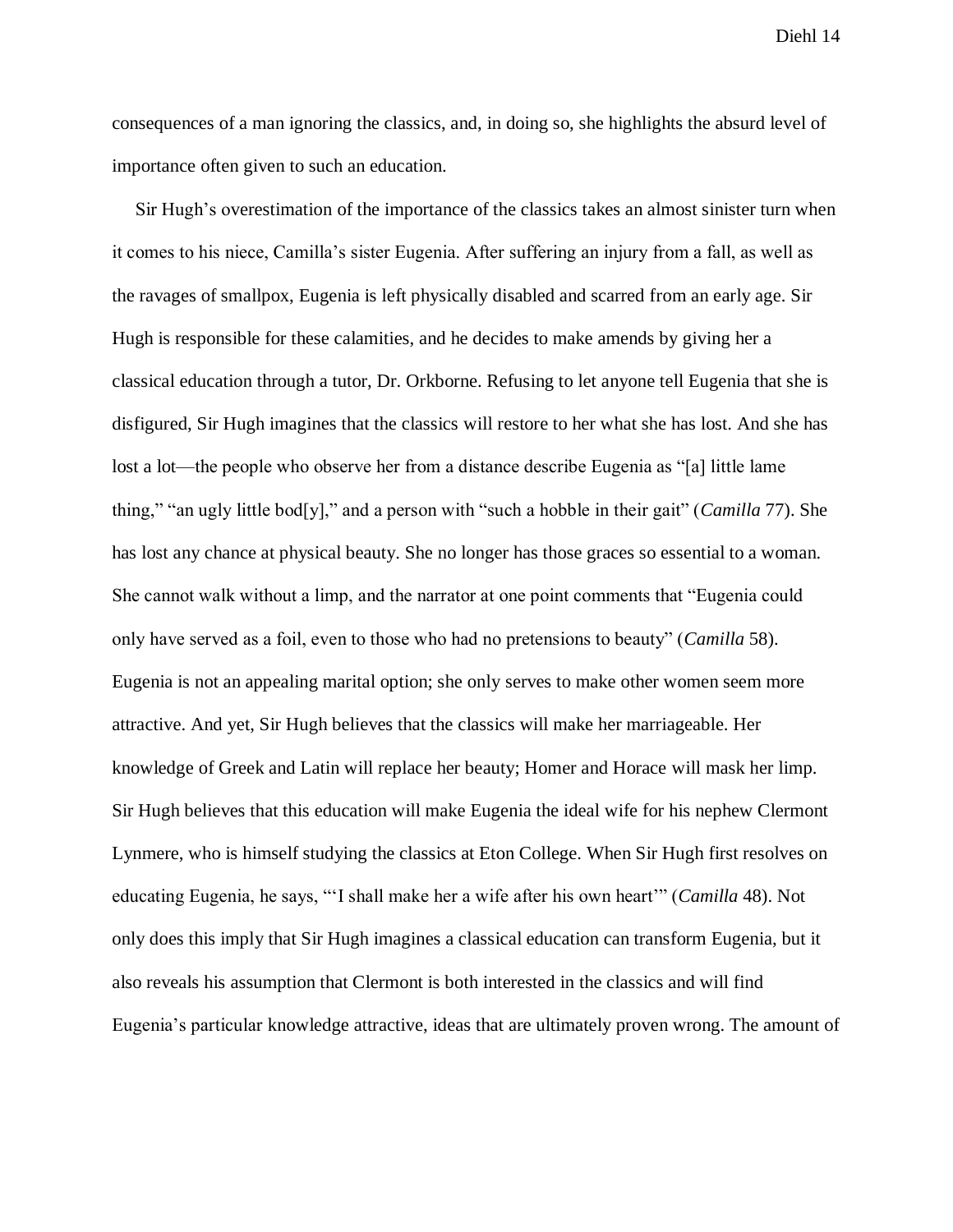consequences of a man ignoring the classics, and, in doing so, she highlights the absurd level of importance often given to such an education.

Sir Hugh's overestimation of the importance of the classics takes an almost sinister turn when it comes to his niece, Camilla's sister Eugenia. After suffering an injury from a fall, as well as the ravages of smallpox, Eugenia is left physically disabled and scarred from an early age. Sir Hugh is responsible for these calamities, and he decides to make amends by giving her a classical education through a tutor, Dr. Orkborne. Refusing to let anyone tell Eugenia that she is disfigured, Sir Hugh imagines that the classics will restore to her what she has lost. And she has lost a lot—the people who observe her from a distance describe Eugenia as "[a] little lame thing," "an ugly little bod[y]," and a person with "such a hobble in their gait" (*Camilla* 77). She has lost any chance at physical beauty. She no longer has those graces so essential to a woman. She cannot walk without a limp, and the narrator at one point comments that "Eugenia could only have served as a foil, even to those who had no pretensions to beauty" (*Camilla* 58). Eugenia is not an appealing marital option; she only serves to make other women seem more attractive. And yet, Sir Hugh believes that the classics will make her marriageable. Her knowledge of Greek and Latin will replace her beauty; Homer and Horace will mask her limp. Sir Hugh believes that this education will make Eugenia the ideal wife for his nephew Clermont Lynmere, who is himself studying the classics at Eton College. When Sir Hugh first resolves on educating Eugenia, he says, "'I shall make her a wife after his own heart'" (*Camilla* 48). Not only does this imply that Sir Hugh imagines a classical education can transform Eugenia, but it also reveals his assumption that Clermont is both interested in the classics and will find Eugenia's particular knowledge attractive, ideas that are ultimately proven wrong. The amount of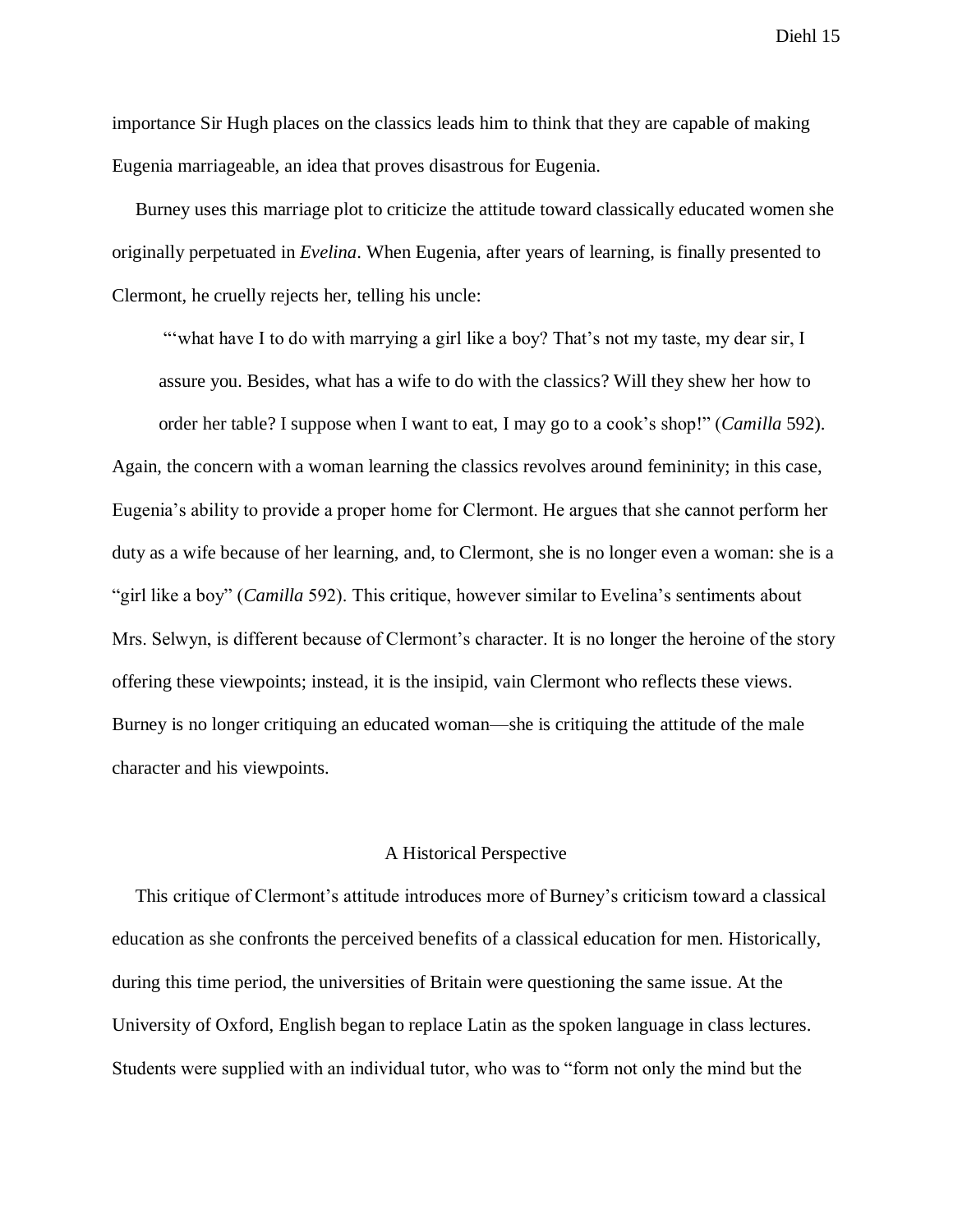importance Sir Hugh places on the classics leads him to think that they are capable of making Eugenia marriageable, an idea that proves disastrous for Eugenia.

Burney uses this marriage plot to criticize the attitude toward classically educated women she originally perpetuated in *Evelina*. When Eugenia, after years of learning, is finally presented to Clermont, he cruelly rejects her, telling his uncle:

> "'what have I to do with marrying a girl like a boy? That's not my taste, my dear sir, I assure you. Besides, what has a wife to do with the classics? Will they shew her how to order her table? I suppose when I want to eat, I may go to a cook's shop!" (*Camilla* 592).

Again, the concern with a woman learning the classics revolves around femininity; in this case, Eugenia's ability to provide a proper home for Clermont. He argues that she cannot perform her duty as a wife because of her learning, and, to Clermont, she is no longer even a woman: she is a "girl like a boy" (*Camilla* 592). This critique, however similar to Evelina's sentiments about Mrs. Selwyn, is different because of Clermont's character. It is no longer the heroine of the story offering these viewpoints; instead, it is the insipid, vain Clermont who reflects these views. Burney is no longer critiquing an educated woman—she is critiquing the attitude of the male character and his viewpoints.

## A Historical Perspective

This critique of Clermont's attitude introduces more of Burney's criticism toward a classical education as she confronts the perceived benefits of a classical education for men. Historically, during this time period, the universities of Britain were questioning the same issue. At the University of Oxford, English began to replace Latin as the spoken language in class lectures. Students were supplied with an individual tutor, who was to "form not only the mind but the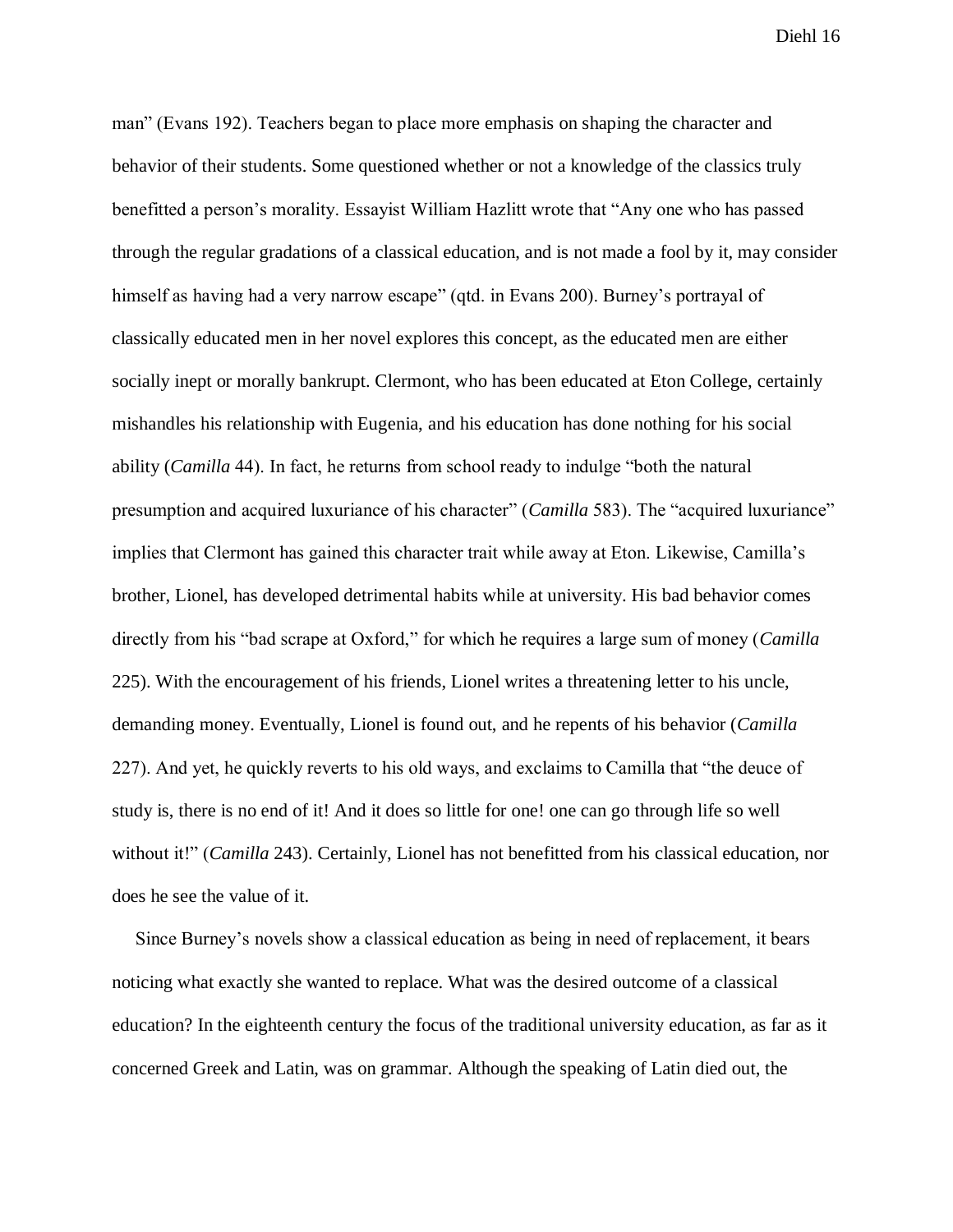man" (Evans 192). Teachers began to place more emphasis on shaping the character and behavior of their students. Some questioned whether or not a knowledge of the classics truly benefitted a person's morality. Essayist William Hazlitt wrote that "Any one who has passed through the regular gradations of a classical education, and is not made a fool by it, may consider himself as having had a very narrow escape" (qtd. in Evans 200). Burney's portrayal of classically educated men in her novel explores this concept, as the educated men are either socially inept or morally bankrupt. Clermont, who has been educated at Eton College, certainly mishandles his relationship with Eugenia, and his education has done nothing for his social ability (*Camilla* 44). In fact, he returns from school ready to indulge "both the natural presumption and acquired luxuriance of his character" (*Camilla* 583). The "acquired luxuriance" implies that Clermont has gained this character trait while away at Eton. Likewise, Camilla's brother, Lionel, has developed detrimental habits while at university. His bad behavior comes directly from his "bad scrape at Oxford," for which he requires a large sum of money (*Camilla* 225). With the encouragement of his friends, Lionel writes a threatening letter to his uncle, demanding money. Eventually, Lionel is found out, and he repents of his behavior (*Camilla* 227). And yet, he quickly reverts to his old ways, and exclaims to Camilla that "the deuce of study is, there is no end of it! And it does so little for one! one can go through life so well without it!" (*Camilla* 243). Certainly, Lionel has not benefitted from his classical education, nor does he see the value of it.

Since Burney's novels show a classical education as being in need of replacement, it bears noticing what exactly she wanted to replace. What was the desired outcome of a classical education? In the eighteenth century the focus of the traditional university education, as far as it concerned Greek and Latin, was on grammar. Although the speaking of Latin died out, the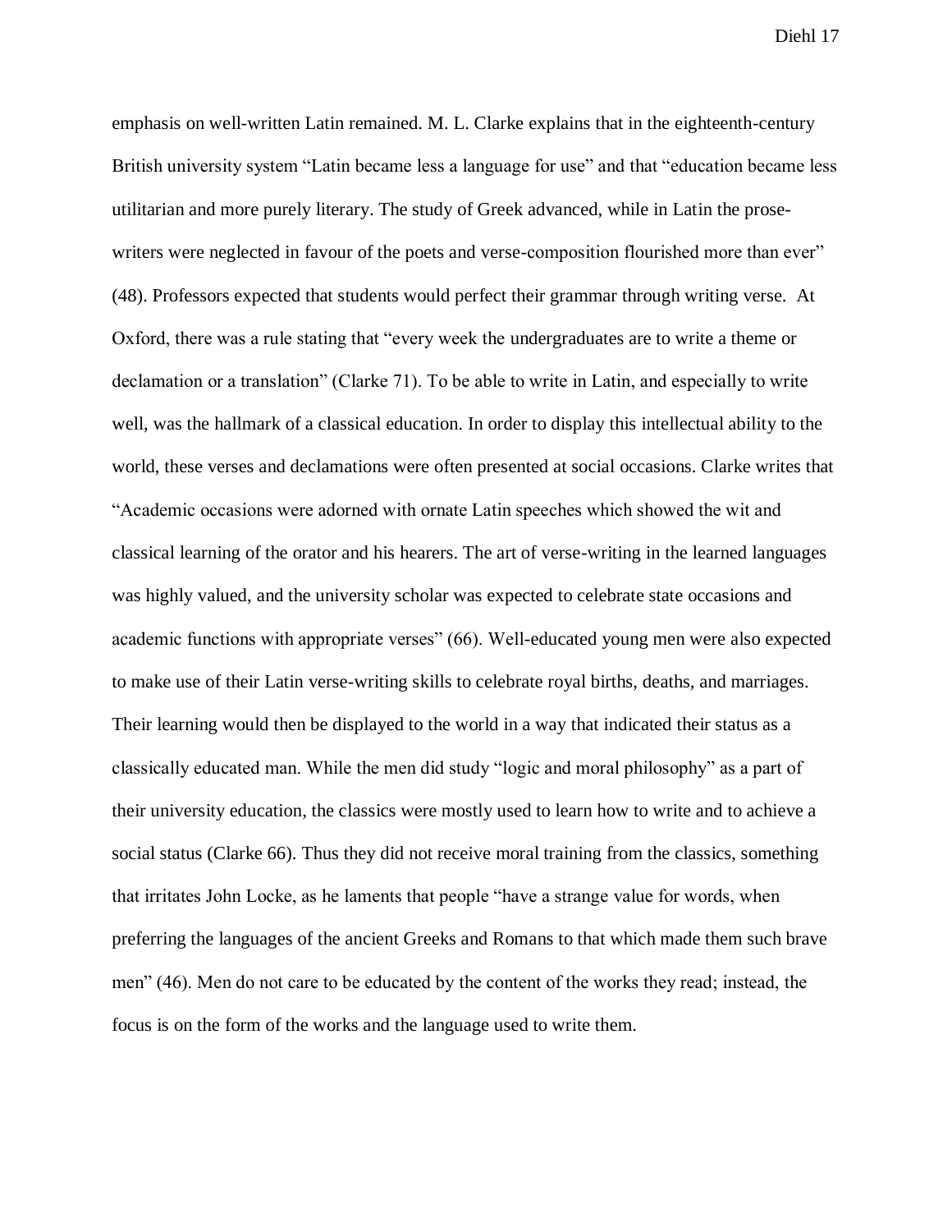emphasis on well-written Latin remained. M. L. Clarke explains that in the eighteenth-century British university system "Latin became less a language for use" and that "education became less utilitarian and more purely literary. The study of Greek advanced, while in Latin the prose-writers were neglected in favour of the poets and verse-composition flourished more than ever" (48). Professors expected that students would perfect their grammar through writing verse. At Oxford, there was a rule stating that "every week the undergraduates are to write a theme or declamation or a translation" (Clarke 71). To be able to write in Latin, and especially to write well, was the hallmark of a classical education. In order to display this intellectual ability to the world, these verses and declamations were often presented at social occasions. Clarke writes that "Academic occasions were adorned with ornate Latin speeches which showed the wit and classical learning of the orator and his hearers. The art of verse-writing in the learned languages was highly valued, and the university scholar was expected to celebrate state occasions and academic functions with appropriate verses" (66). Well-educated young men were also expected to make use of their Latin verse-writing skills to celebrate royal births, deaths, and marriages. Their learning would then be displayed to the world in a way that indicated their status as a classically educated man. While the men did study "logic and moral philosophy" as a part of their university education, the classics were mostly used to learn how to write and to achieve a social status (Clarke 66). Thus they did not receive moral training from the classics, something that irritates John Locke, as he laments that people "have a strange value for words, when preferring the languages of the ancient Greeks and Romans to that which made them such brave men" (46). Men do not care to be educated by the content of the works they read; instead, the focus is on the form of the works and the language used to write them.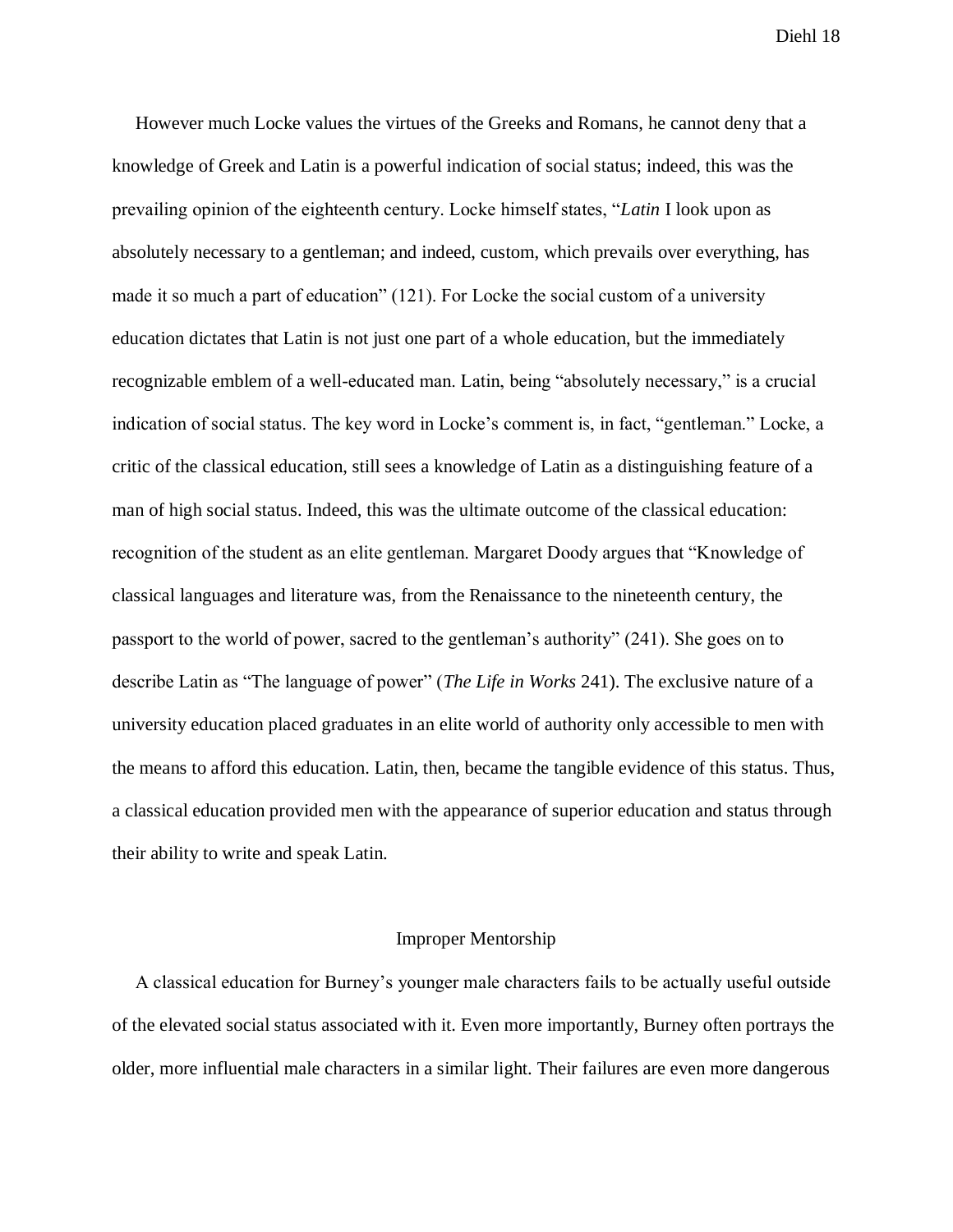However much Locke values the virtues of the Greeks and Romans, he cannot deny that a knowledge of Greek and Latin is a powerful indication of social status; indeed, this was the prevailing opinion of the eighteenth century. Locke himself states, "*Latin* I look upon as absolutely necessary to a gentleman; and indeed, custom, which prevails over everything, has made it so much a part of education" (121). For Locke the social custom of a university education dictates that Latin is not just one part of a whole education, but the immediately recognizable emblem of a well-educated man. Latin, being "absolutely necessary," is a crucial indication of social status. The key word in Locke's comment is, in fact, "gentleman." Locke, a critic of the classical education, still sees a knowledge of Latin as a distinguishing feature of a man of high social status. Indeed, this was the ultimate outcome of the classical education: recognition of the student as an elite gentleman. Margaret Doody argues that "Knowledge of classical languages and literature was, from the Renaissance to the nineteenth century, the passport to the world of power, sacred to the gentleman's authority" (241). She goes on to describe Latin as "The language of power" (*The Life in Works* 241). The exclusive nature of a university education placed graduates in an elite world of authority only accessible to men with the means to afford this education. Latin, then, became the tangible evidence of this status. Thus, a classical education provided men with the appearance of superior education and status through their ability to write and speak Latin.

## Improper Mentorship

A classical education for Burney's younger male characters fails to be actually useful outside of the elevated social status associated with it. Even more importantly, Burney often portrays the older, more influential male characters in a similar light. Their failures are even more dangerous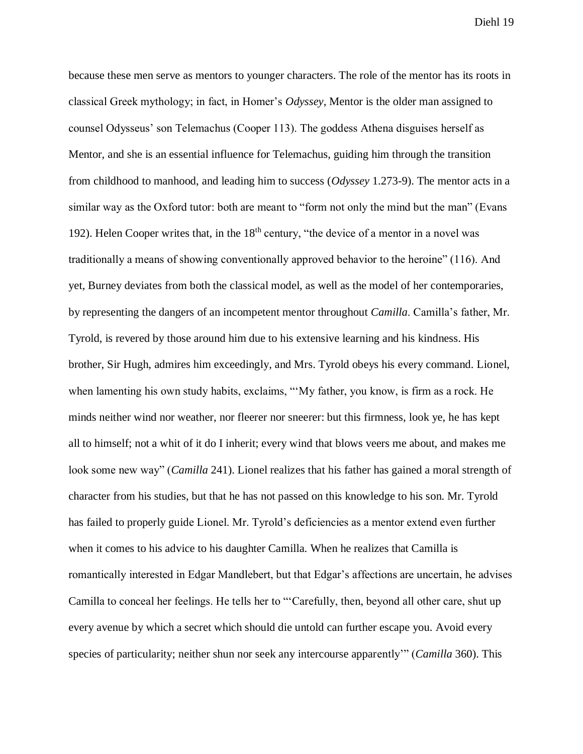because these men serve as mentors to younger characters. The role of the mentor has its roots in classical Greek mythology; in fact, in Homer's *Odyssey*, Mentor is the older man assigned to counsel Odysseus' son Telemachus (Cooper 113). The goddess Athena disguises herself as Mentor, and she is an essential influence for Telemachus, guiding him through the transition from childhood to manhood, and leading him to success (*Odyssey* 1.273-9). The mentor acts in a similar way as the Oxford tutor: both are meant to "form not only the mind but the man" (Evans 192). Helen Cooper writes that, in the 18th century, "the device of a mentor in a novel was traditionally a means of showing conventionally approved behavior to the heroine" (116). And yet, Burney deviates from both the classical model, as well as the model of her contemporaries, by representing the dangers of an incompetent mentor throughout *Camilla*. Camilla's father, Mr. Tyrold, is revered by those around him due to his extensive learning and his kindness. His brother, Sir Hugh, admires him exceedingly, and Mrs. Tyrold obeys his every command. Lionel, when lamenting his own study habits, exclaims, "'My father, you know, is firm as a rock. He minds neither wind nor weather, nor fleerer nor sneerer: but this firmness, look ye, he has kept all to himself; not a whit of it do I inherit; every wind that blows veers me about, and makes me look some new way" (*Camilla* 241). Lionel realizes that his father has gained a moral strength of character from his studies, but that he has not passed on this knowledge to his son. Mr. Tyrold has failed to properly guide Lionel. Mr. Tyrold's deficiencies as a mentor extend even further when it comes to his advice to his daughter Camilla. When he realizes that Camilla is romantically interested in Edgar Mandlebert, but that Edgar's affections are uncertain, he advises Camilla to conceal her feelings. He tells her to "'Carefully, then, beyond all other care, shut up every avenue by which a secret which should die untold can further escape you. Avoid every species of particularity; neither shun nor seek any intercourse apparently'" (*Camilla* 360). This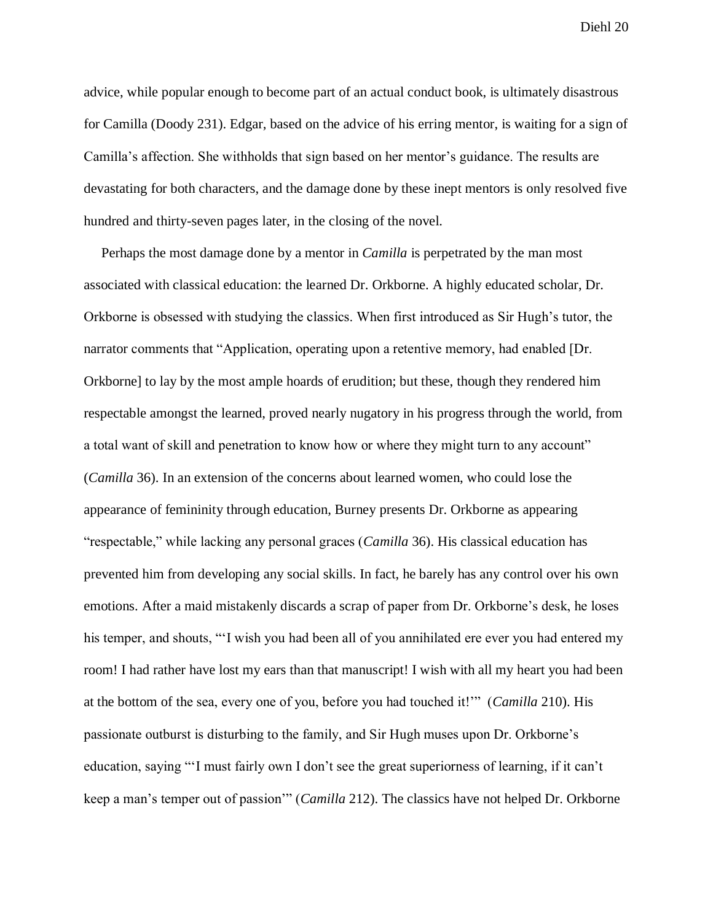advice, while popular enough to become part of an actual conduct book, is ultimately disastrous for Camilla (Doody 231). Edgar, based on the advice of his erring mentor, is waiting for a sign of Camilla's affection. She withholds that sign based on her mentor's guidance. The results are devastating for both characters, and the damage done by these inept mentors is only resolved five hundred and thirty-seven pages later, in the closing of the novel.

Perhaps the most damage done by a mentor in *Camilla* is perpetrated by the man most associated with classical education: the learned Dr. Orkborne. A highly educated scholar, Dr. Orkborne is obsessed with studying the classics. When first introduced as Sir Hugh's tutor, the narrator comments that "Application, operating upon a retentive memory, had enabled [Dr. Orkborne] to lay by the most ample hoards of erudition; but these, though they rendered him respectable amongst the learned, proved nearly nugatory in his progress through the world, from a total want of skill and penetration to know how or where they might turn to any account" (*Camilla* 36). In an extension of the concerns about learned women, who could lose the appearance of femininity through education, Burney presents Dr. Orkborne as appearing "respectable," while lacking any personal graces (*Camilla* 36). His classical education has prevented him from developing any social skills. In fact, he barely has any control over his own emotions. After a maid mistakenly discards a scrap of paper from Dr. Orkborne's desk, he loses his temper, and shouts, "'I wish you had been all of you annihilated ere ever you had entered my room! I had rather have lost my ears than that manuscript! I wish with all my heart you had been at the bottom of the sea, every one of you, before you had touched it!'" (*Camilla* 210). His passionate outburst is disturbing to the family, and Sir Hugh muses upon Dr. Orkborne's education, saying "'I must fairly own I don't see the great superiorness of learning, if it can't keep a man's temper out of passion'" (*Camilla* 212). The classics have not helped Dr. Orkborne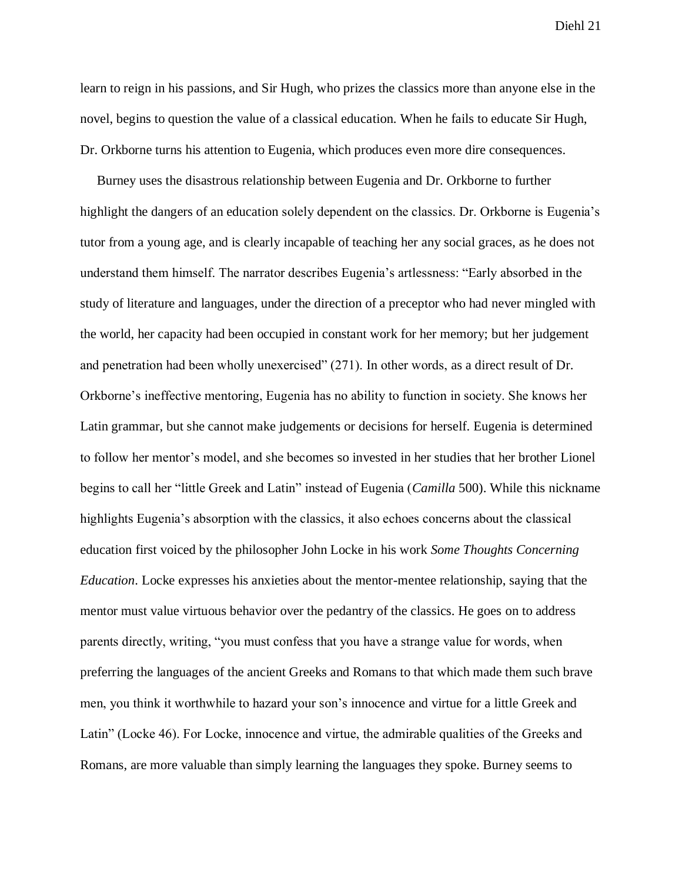learn to reign in his passions, and Sir Hugh, who prizes the classics more than anyone else in the novel, begins to question the value of a classical education. When he fails to educate Sir Hugh, Dr. Orkborne turns his attention to Eugenia, which produces even more dire consequences.

Burney uses the disastrous relationship between Eugenia and Dr. Orkborne to further highlight the dangers of an education solely dependent on the classics. Dr. Orkborne is Eugenia's tutor from a young age, and is clearly incapable of teaching her any social graces, as he does not understand them himself. The narrator describes Eugenia's artlessness: "Early absorbed in the study of literature and languages, under the direction of a preceptor who had never mingled with the world, her capacity had been occupied in constant work for her memory; but her judgement and penetration had been wholly unexercised" (271). In other words, as a direct result of Dr. Orkborne's ineffective mentoring, Eugenia has no ability to function in society. She knows her Latin grammar, but she cannot make judgements or decisions for herself. Eugenia is determined to follow her mentor's model, and she becomes so invested in her studies that her brother Lionel begins to call her "little Greek and Latin" instead of Eugenia (*Camilla* 500). While this nickname highlights Eugenia's absorption with the classics, it also echoes concerns about the classical education first voiced by the philosopher John Locke in his work *Some Thoughts Concerning Education*. Locke expresses his anxieties about the mentor-mentee relationship, saying that the mentor must value virtuous behavior over the pedantry of the classics. He goes on to address parents directly, writing, "you must confess that you have a strange value for words, when preferring the languages of the ancient Greeks and Romans to that which made them such brave men, you think it worthwhile to hazard your son's innocence and virtue for a little Greek and Latin" (Locke 46). For Locke, innocence and virtue, the admirable qualities of the Greeks and Romans, are more valuable than simply learning the languages they spoke. Burney seems to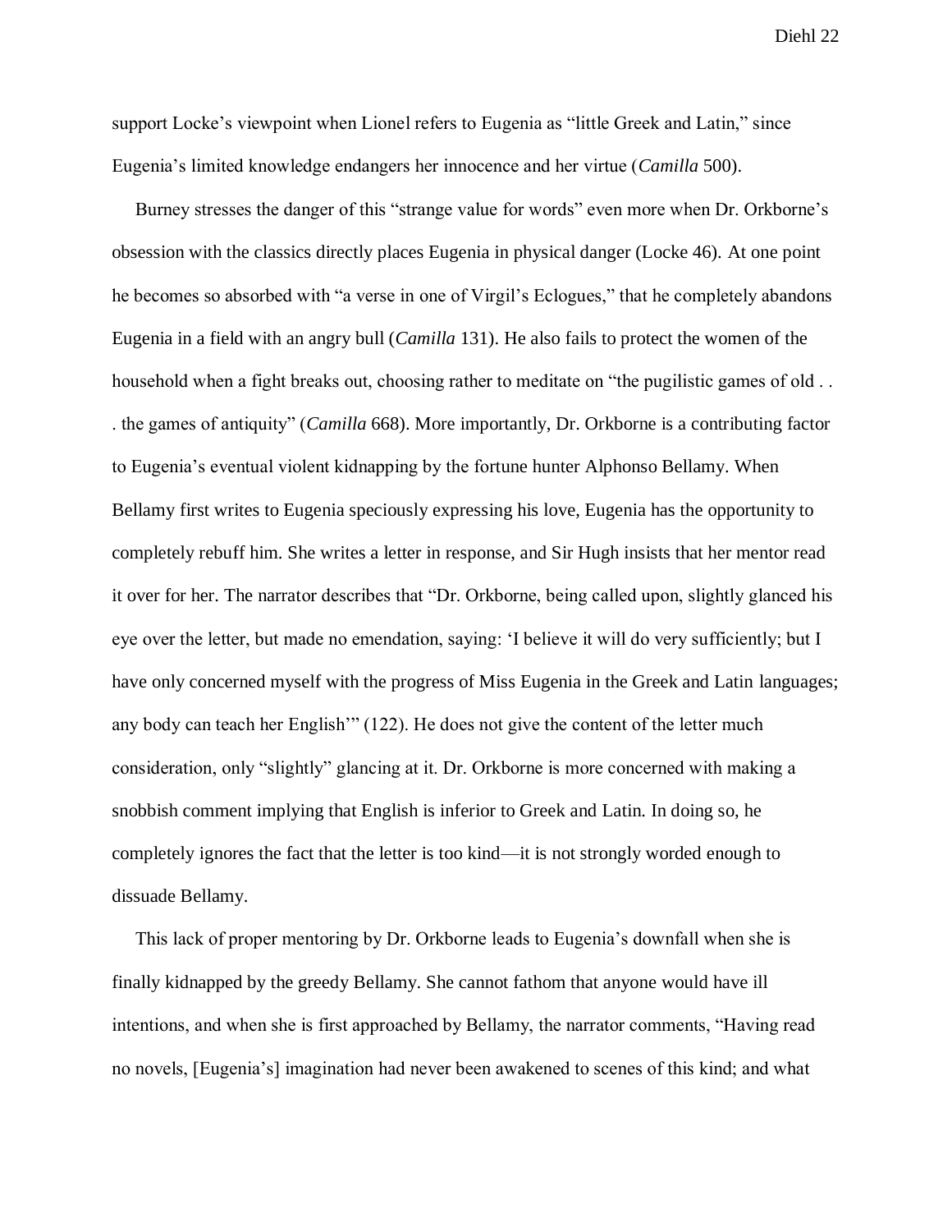support Locke's viewpoint when Lionel refers to Eugenia as "little Greek and Latin," since Eugenia's limited knowledge endangers her innocence and her virtue (*Camilla* 500).

Burney stresses the danger of this "strange value for words" even more when Dr. Orkborne's obsession with the classics directly places Eugenia in physical danger (Locke 46). At one point he becomes so absorbed with "a verse in one of Virgil's Eclogues," that he completely abandons Eugenia in a field with an angry bull (*Camilla* 131). He also fails to protect the women of the household when a fight breaks out, choosing rather to meditate on "the pugilistic games of old . . . the games of antiquity" (*Camilla* 668). More importantly, Dr. Orkborne is a contributing factor to Eugenia's eventual violent kidnapping by the fortune hunter Alphonso Bellamy. When Bellamy first writes to Eugenia speciously expressing his love, Eugenia has the opportunity to completely rebuff him. She writes a letter in response, and Sir Hugh insists that her mentor read it over for her. The narrator describes that "Dr. Orkborne, being called upon, slightly glanced his eye over the letter, but made no emendation, saying: 'I believe it will do very sufficiently; but I have only concerned myself with the progress of Miss Eugenia in the Greek and Latin languages; any body can teach her English'" (122). He does not give the content of the letter much consideration, only "slightly" glancing at it. Dr. Orkborne is more concerned with making a snobbish comment implying that English is inferior to Greek and Latin. In doing so, he completely ignores the fact that the letter is too kind—it is not strongly worded enough to dissuade Bellamy.

This lack of proper mentoring by Dr. Orkborne leads to Eugenia's downfall when she is finally kidnapped by the greedy Bellamy. She cannot fathom that anyone would have ill intentions, and when she is first approached by Bellamy, the narrator comments, "Having read no novels, [Eugenia's] imagination had never been awakened to scenes of this kind; and what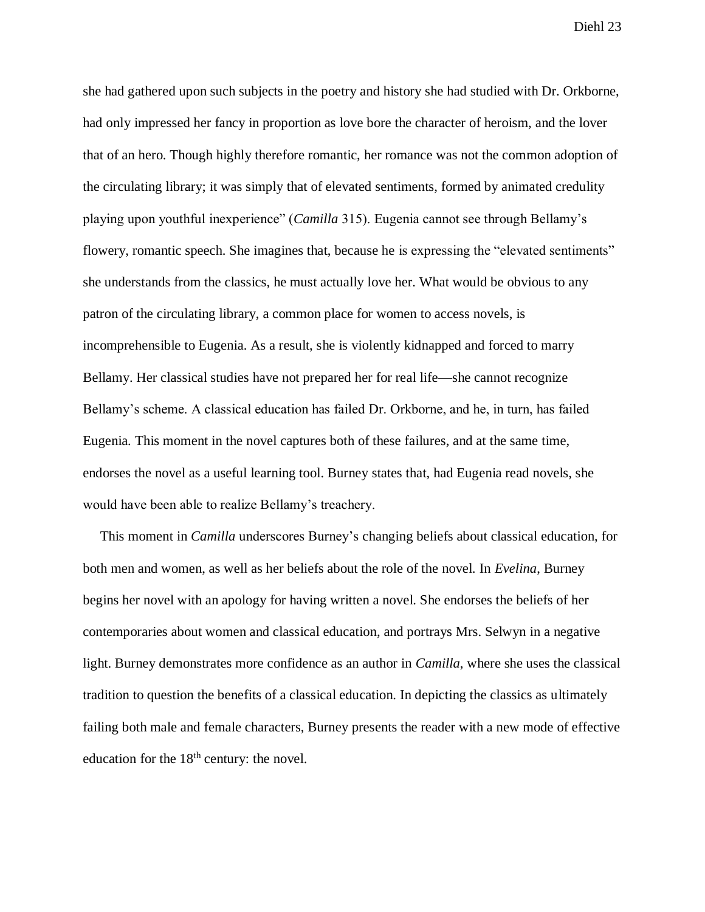she had gathered upon such subjects in the poetry and history she had studied with Dr. Orkborne, had only impressed her fancy in proportion as love bore the character of heroism, and the lover that of an hero. Though highly therefore romantic, her romance was not the common adoption of the circulating library; it was simply that of elevated sentiments, formed by animated credulity playing upon youthful inexperience" (*Camilla* 315). Eugenia cannot see through Bellamy's flowery, romantic speech. She imagines that, because he is expressing the "elevated sentiments" she understands from the classics, he must actually love her. What would be obvious to any patron of the circulating library, a common place for women to access novels, is incomprehensible to Eugenia. As a result, she is violently kidnapped and forced to marry Bellamy. Her classical studies have not prepared her for real life—she cannot recognize Bellamy's scheme. A classical education has failed Dr. Orkborne, and he, in turn, has failed Eugenia. This moment in the novel captures both of these failures, and at the same time, endorses the novel as a useful learning tool. Burney states that, had Eugenia read novels, she would have been able to realize Bellamy's treachery.

This moment in *Camilla* underscores Burney's changing beliefs about classical education, for both men and women, as well as her beliefs about the role of the novel. In *Evelina*, Burney begins her novel with an apology for having written a novel. She endorses the beliefs of her contemporaries about women and classical education, and portrays Mrs. Selwyn in a negative light. Burney demonstrates more confidence as an author in *Camilla*, where she uses the classical tradition to question the benefits of a classical education. In depicting the classics as ultimately failing both male and female characters, Burney presents the reader with a new mode of effective education for the 18th century: the novel.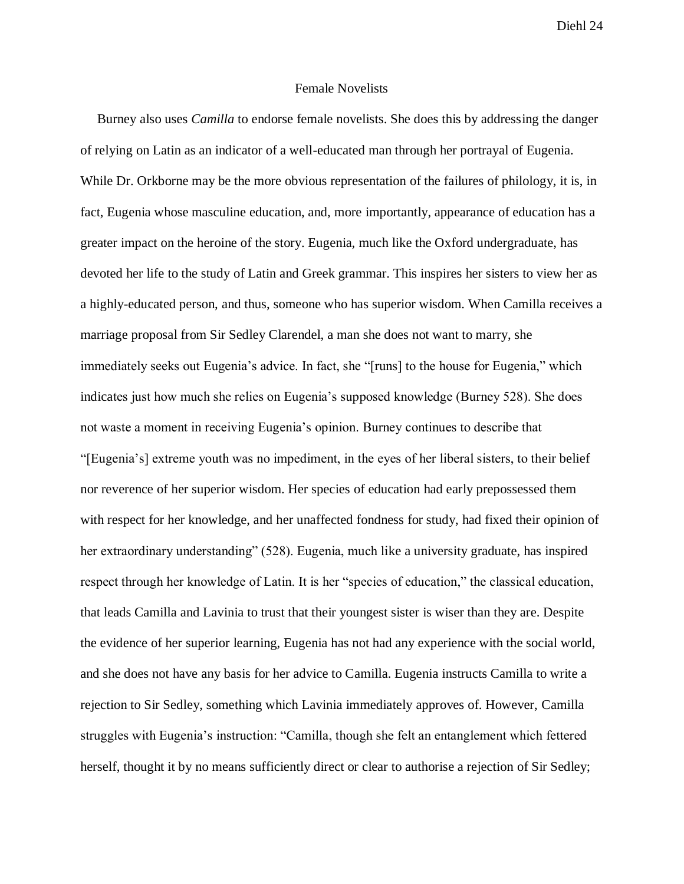## Female Novelists

Burney also uses *Camilla* to endorse female novelists. She does this by addressing the danger of relying on Latin as an indicator of a well-educated man through her portrayal of Eugenia. While Dr. Orkborne may be the more obvious representation of the failures of philology, it is, in fact, Eugenia whose masculine education, and, more importantly, appearance of education has a greater impact on the heroine of the story. Eugenia, much like the Oxford undergraduate, has devoted her life to the study of Latin and Greek grammar. This inspires her sisters to view her as a highly-educated person, and thus, someone who has superior wisdom. When Camilla receives a marriage proposal from Sir Sedley Clarendel, a man she does not want to marry, she immediately seeks out Eugenia's advice. In fact, she "[runs] to the house for Eugenia," which indicates just how much she relies on Eugenia's supposed knowledge (Burney 528). She does not waste a moment in receiving Eugenia's opinion. Burney continues to describe that "[Eugenia's] extreme youth was no impediment, in the eyes of her liberal sisters, to their belief nor reverence of her superior wisdom. Her species of education had early prepossessed them with respect for her knowledge, and her unaffected fondness for study, had fixed their opinion of her extraordinary understanding" (528). Eugenia, much like a university graduate, has inspired respect through her knowledge of Latin. It is her "species of education," the classical education, that leads Camilla and Lavinia to trust that their youngest sister is wiser than they are. Despite the evidence of her superior learning, Eugenia has not had any experience with the social world, and she does not have any basis for her advice to Camilla. Eugenia instructs Camilla to write a rejection to Sir Sedley, something which Lavinia immediately approves of. However, Camilla struggles with Eugenia's instruction: "Camilla, though she felt an entanglement which fettered herself, thought it by no means sufficiently direct or clear to authorise a rejection of Sir Sedley;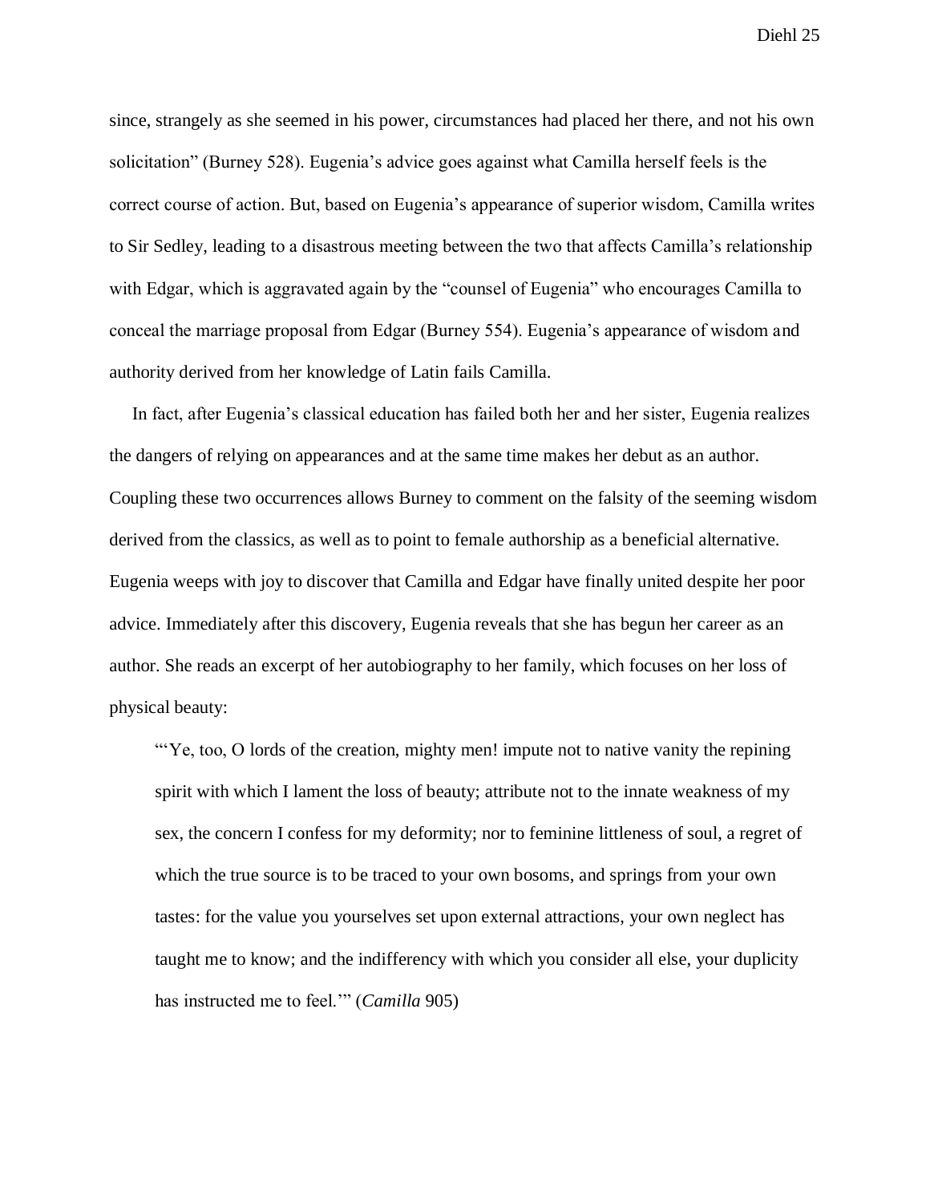since, strangely as she seemed in his power, circumstances had placed her there, and not his own solicitation" (Burney 528). Eugenia's advice goes against what Camilla herself feels is the correct course of action. But, based on Eugenia's appearance of superior wisdom, Camilla writes to Sir Sedley, leading to a disastrous meeting between the two that affects Camilla's relationship with Edgar, which is aggravated again by the "counsel of Eugenia" who encourages Camilla to conceal the marriage proposal from Edgar (Burney 554). Eugenia's appearance of wisdom and authority derived from her knowledge of Latin fails Camilla.

In fact, after Eugenia's classical education has failed both her and her sister, Eugenia realizes the dangers of relying on appearances and at the same time makes her debut as an author. Coupling these two occurrences allows Burney to comment on the falsity of the seeming wisdom derived from the classics, as well as to point to female authorship as a beneficial alternative. Eugenia weeps with joy to discover that Camilla and Edgar have finally united despite her poor advice. Immediately after this discovery, Eugenia reveals that she has begun her career as an author. She reads an excerpt of her autobiography to her family, which focuses on her loss of physical beauty:

> "'Ye, too, O lords of the creation, mighty men! impute not to native vanity the repining spirit with which I lament the loss of beauty; attribute not to the innate weakness of my sex, the concern I confess for my deformity; nor to feminine littleness of soul, a regret of which the true source is to be traced to your own bosoms, and springs from your own tastes: for the value you yourselves set upon external attractions, your own neglect has taught me to know; and the indifferency with which you consider all else, your duplicity has instructed me to feel.'" (*Camilla* 905)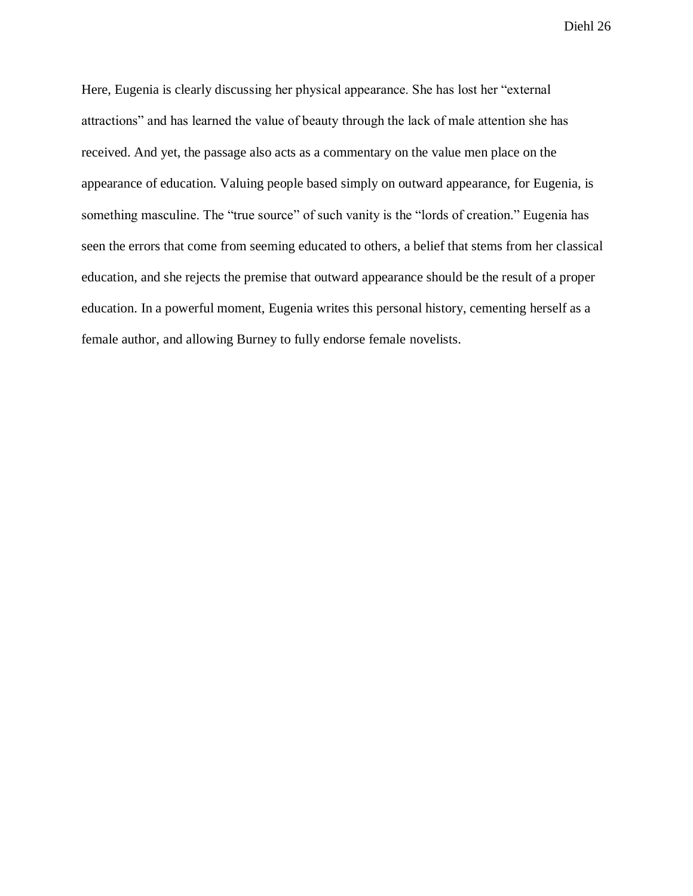Here, Eugenia is clearly discussing her physical appearance. She has lost her "external attractions" and has learned the value of beauty through the lack of male attention she has received. And yet, the passage also acts as a commentary on the value men place on the appearance of education. Valuing people based simply on outward appearance, for Eugenia, is something masculine. The "true source" of such vanity is the "lords of creation." Eugenia has seen the errors that come from seeming educated to others, a belief that stems from her classical education, and she rejects the premise that outward appearance should be the result of a proper education. In a powerful moment, Eugenia writes this personal history, cementing herself as a female author, and allowing Burney to fully endorse female novelists.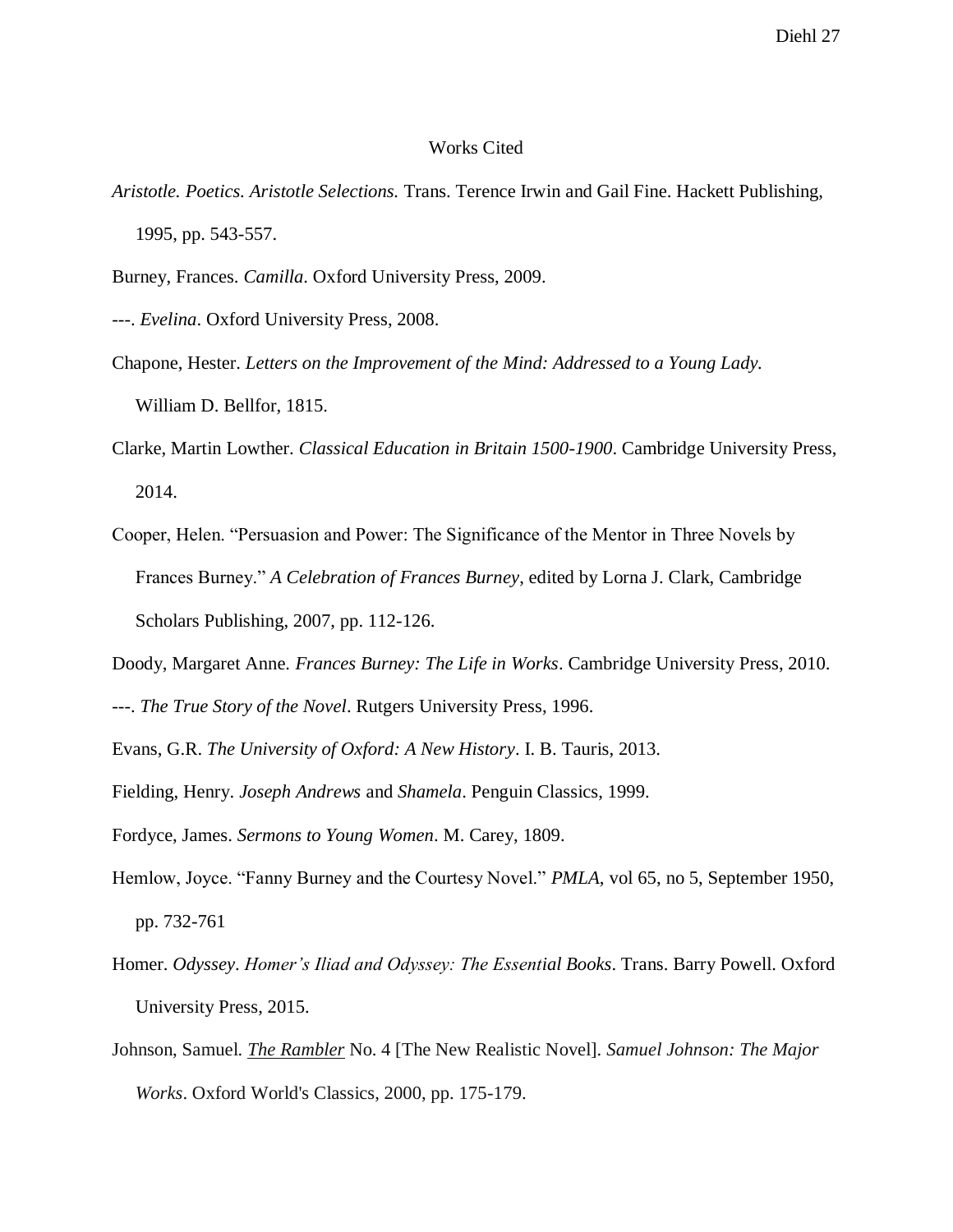# Works Cited

*Aristotle. Poetics. Aristotle Selections.* Trans. Terence Irwin and Gail Fine. Hackett Publishing, 1995, pp. 543-557.

Burney, Frances. *Camilla*. Oxford University Press, 2009.

---. *Evelina*. Oxford University Press, 2008.

Chapone, Hester. *Letters on the Improvement of the Mind: Addressed to a Young Lady.* William D. Bellfor, 1815.

Clarke, Martin Lowther. *Classical Education in Britain 1500-1900*. Cambridge University Press, 2014.

Cooper, Helen. "Persuasion and Power: The Significance of the Mentor in Three Novels by Frances Burney." *A Celebration of Frances Burney*, edited by Lorna J. Clark, Cambridge Scholars Publishing, 2007, pp. 112-126.

Doody, Margaret Anne. *Frances Burney: The Life in Works*. Cambridge University Press, 2010.

---. *The True Story of the Novel*. Rutgers University Press, 1996.

Evans, G.R. *The University of Oxford: A New History*. I. B. Tauris, 2013.

Fielding, Henry. *Joseph Andrews* and *Shamela*. Penguin Classics, 1999.

Fordyce, James. *Sermons to Young Women*. M. Carey, 1809.

Hemlow, Joyce. "Fanny Burney and the Courtesy Novel." *PMLA*, vol 65, no 5, September 1950, pp. 732-761

Homer. *Odyssey*. *Homer's Iliad and Odyssey: The Essential Books*. Trans. Barry Powell. Oxford University Press, 2015.

Johnson, Samuel. *The Rambler* No. 4 [The New Realistic Novel]. *Samuel Johnson: The Major Works*. Oxford World's Classics, 2000, pp. 175-179.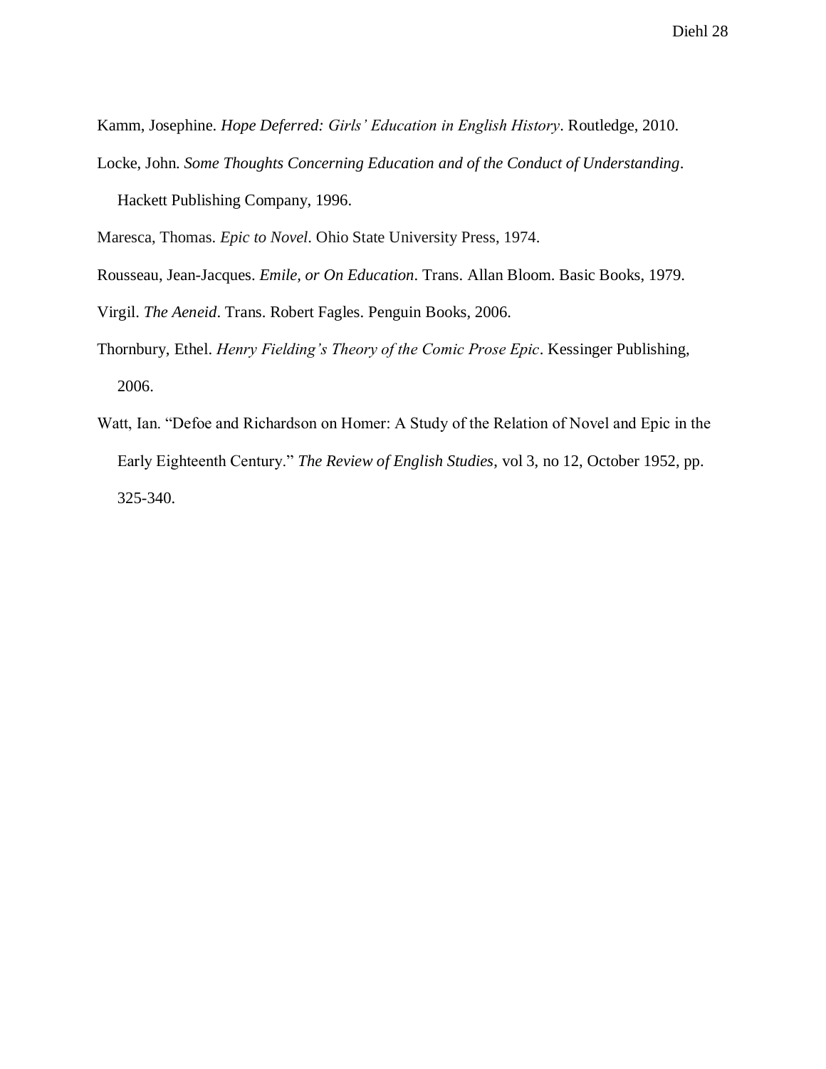Kamm, Josephine. *Hope Deferred: Girls' Education in English History*. Routledge, 2010.

Locke, John. *Some Thoughts Concerning Education and of the Conduct of Understanding*. Hackett Publishing Company, 1996.

Maresca, Thomas. *Epic to Novel*. Ohio State University Press, 1974.

Rousseau, Jean-Jacques. *Emile, or On Education*. Trans. Allan Bloom. Basic Books, 1979.

Virgil. *The Aeneid*. Trans. Robert Fagles. Penguin Books, 2006.

Thornbury, Ethel. *Henry Fielding's Theory of the Comic Prose Epic*. Kessinger Publishing, 2006.

Watt, Ian. "Defoe and Richardson on Homer: A Study of the Relation of Novel and Epic in the Early Eighteenth Century." *The Review of English Studies*, vol 3, no 12, October 1952, pp. 325-340.